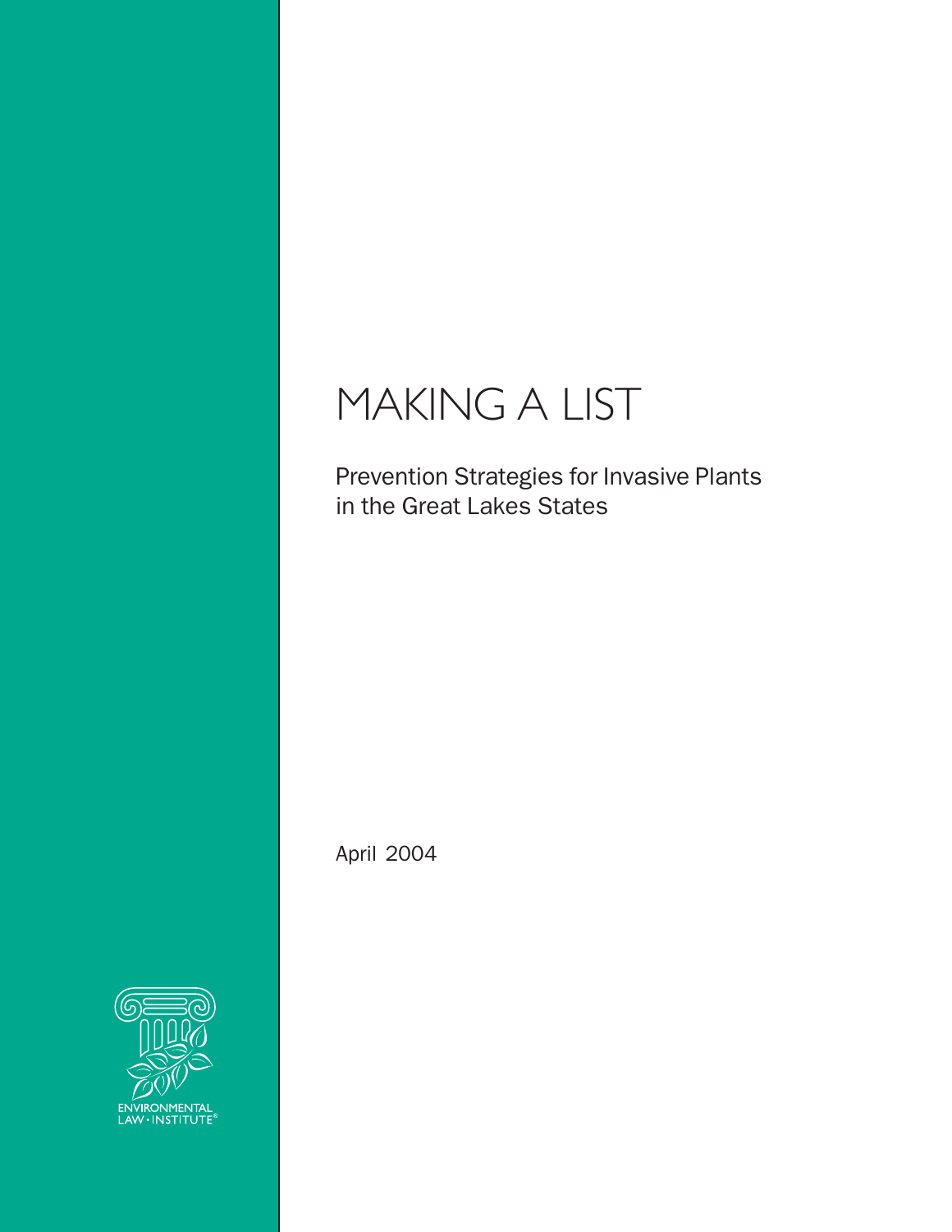# MAKING A LIST

## Prevention Strategies for Invasive Plants in the Great Lakes States

April 2004

ENVIRONMENTAL LAW • INSTITUTE®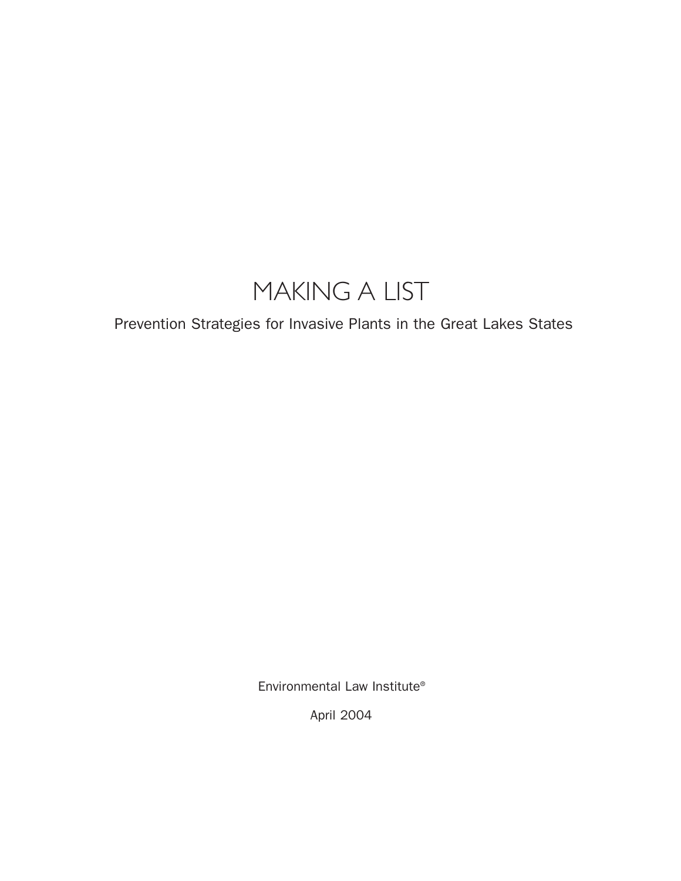# MAKING A LIST

Prevention Strategies for Invasive Plants in the Great Lakes States

Environmental Law Institute®

April 2004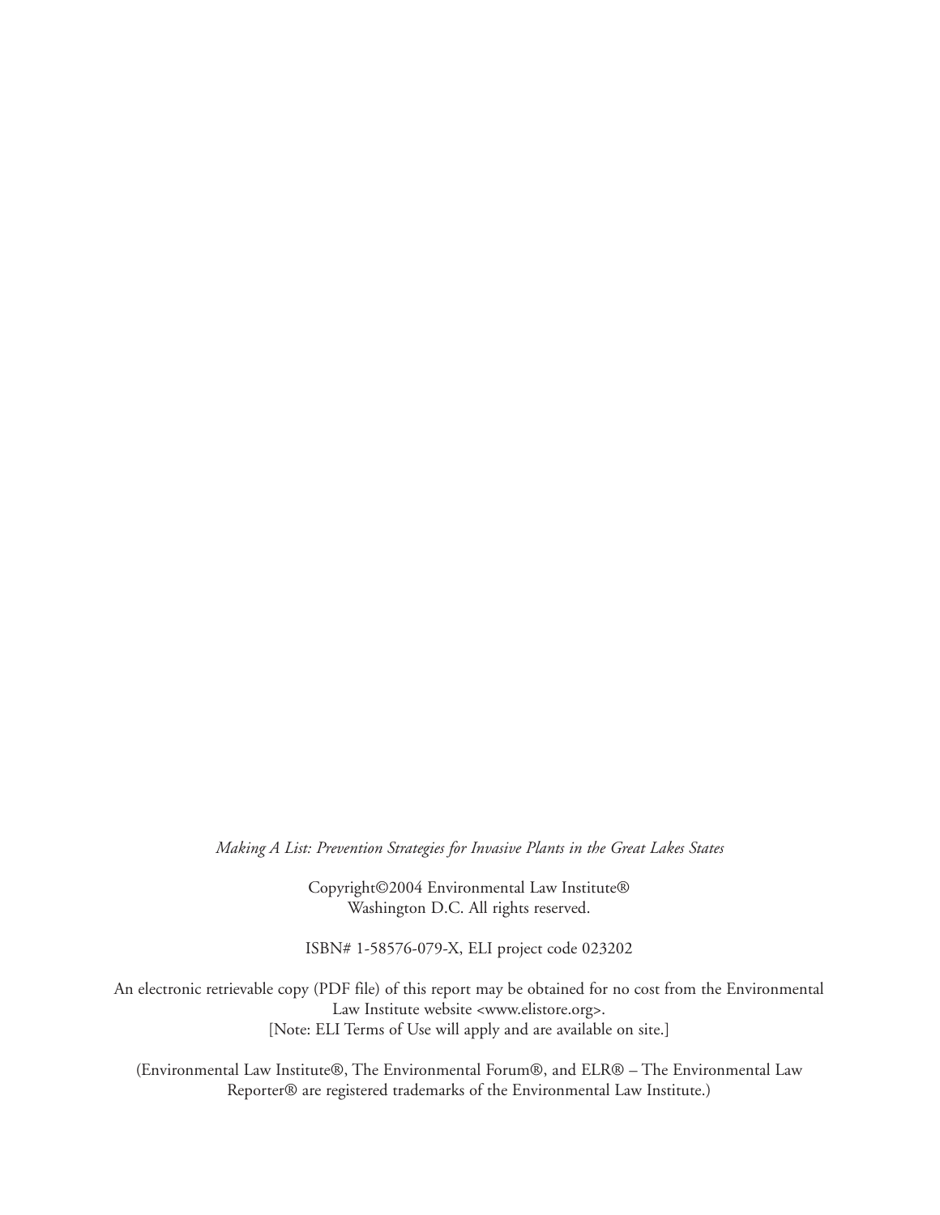*Making A List: Prevention Strategies for Invasive Plants in the Great Lakes States*

Copyright©2004 Environmental Law Institute®
Washington D.C. All rights reserved.

ISBN# 1-58576-079-X, ELI project code 023202

An electronic retrievable copy (PDF file) of this report may be obtained for no cost from the Environmental Law Institute website <www.elistore.org>.
[Note: ELI Terms of Use will apply and are available on site.]

(Environmental Law Institute®, The Environmental Forum®, and ELR® – The Environmental Law Reporter® are registered trademarks of the Environmental Law Institute.)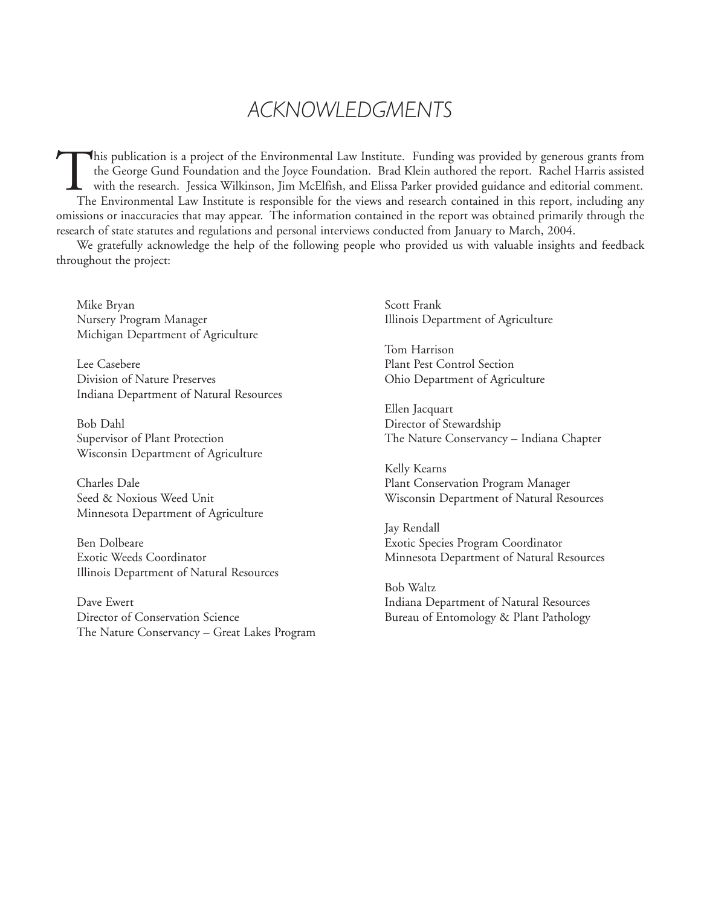# ACKNOWLEDGMENTS

This publication is a project of the Environmental Law Institute. Funding was provided by generous grants from the George Gund Foundation and the Joyce Foundation. Brad Klein authored the report. Rachel Harris assisted with the research. Jessica Wilkinson, Jim McElfish, and Elissa Parker provided guidance and editorial comment. The Environmental Law Institute is responsible for the views and research contained in this report, including any omissions or inaccuracies that may appear. The information contained in the report was obtained primarily through the research of state statutes and regulations and personal interviews conducted from January to March, 2004.

We gratefully acknowledge the help of the following people who provided us with valuable insights and feedback throughout the project:

Mike Bryan
Nursery Program Manager
Michigan Department of Agriculture

Lee Casebere
Division of Nature Preserves
Indiana Department of Natural Resources

Bob Dahl
Supervisor of Plant Protection
Wisconsin Department of Agriculture

Charles Dale
Seed & Noxious Weed Unit
Minnesota Department of Agriculture

Ben Dolbeare
Exotic Weeds Coordinator
Illinois Department of Natural Resources

Dave Ewert
Director of Conservation Science
The Nature Conservancy – Great Lakes Program

Scott Frank
Illinois Department of Agriculture

Tom Harrison
Plant Pest Control Section
Ohio Department of Agriculture

Ellen Jacquart
Director of Stewardship
The Nature Conservancy – Indiana Chapter

Kelly Kearns
Plant Conservation Program Manager
Wisconsin Department of Natural Resources

Jay Rendall
Exotic Species Program Coordinator
Minnesota Department of Natural Resources

Bob Waltz
Indiana Department of Natural Resources
Bureau of Entomology & Plant Pathology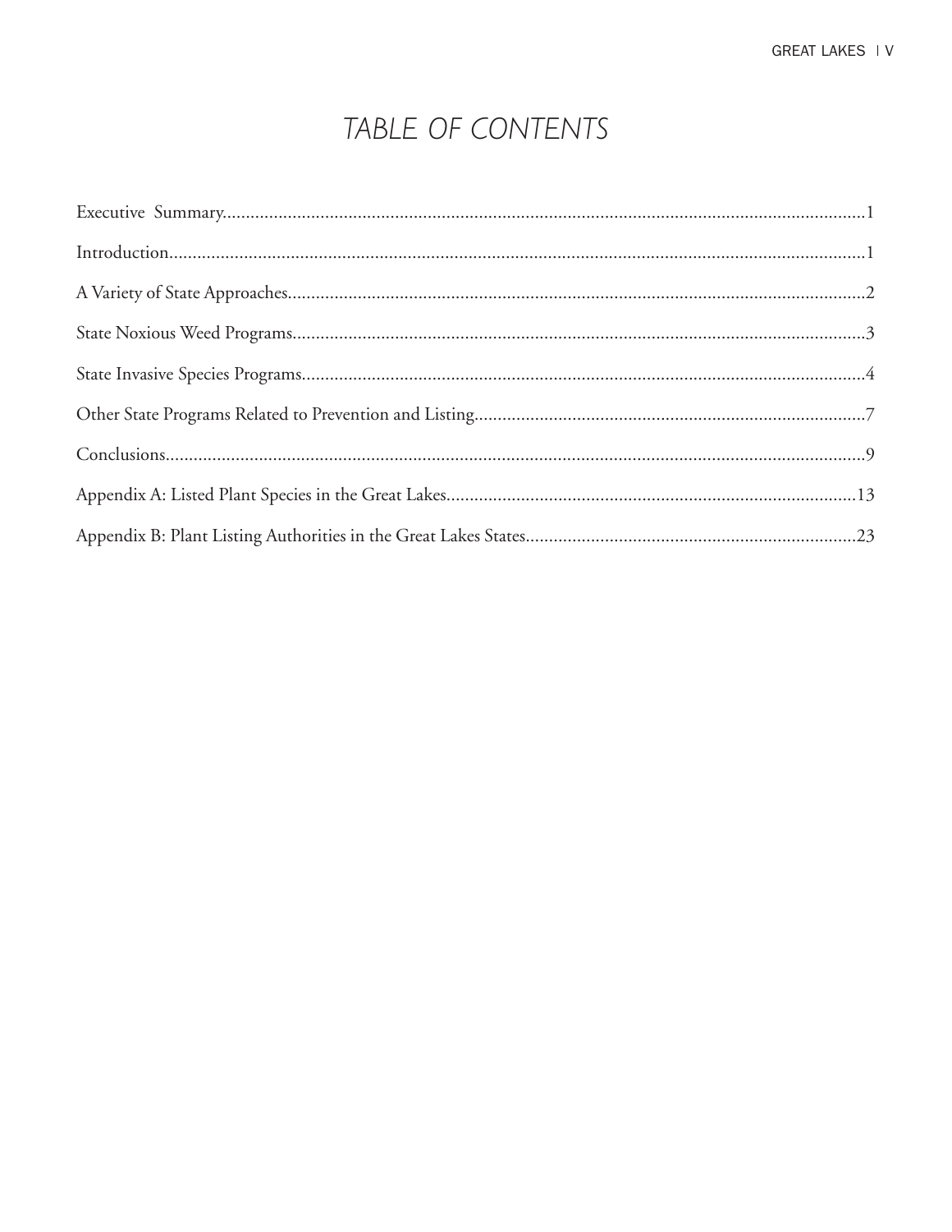# TABLE OF CONTENTS

Executive Summary..........1

Introduction..........1

A Variety of State Approaches..........2

State Noxious Weed Programs..........3

State Invasive Species Programs..........4

Other State Programs Related to Prevention and Listing..........7

Conclusions..........9

Appendix A: Listed Plant Species in the Great Lakes..........13

Appendix B: Plant Listing Authorities in the Great Lakes States..........23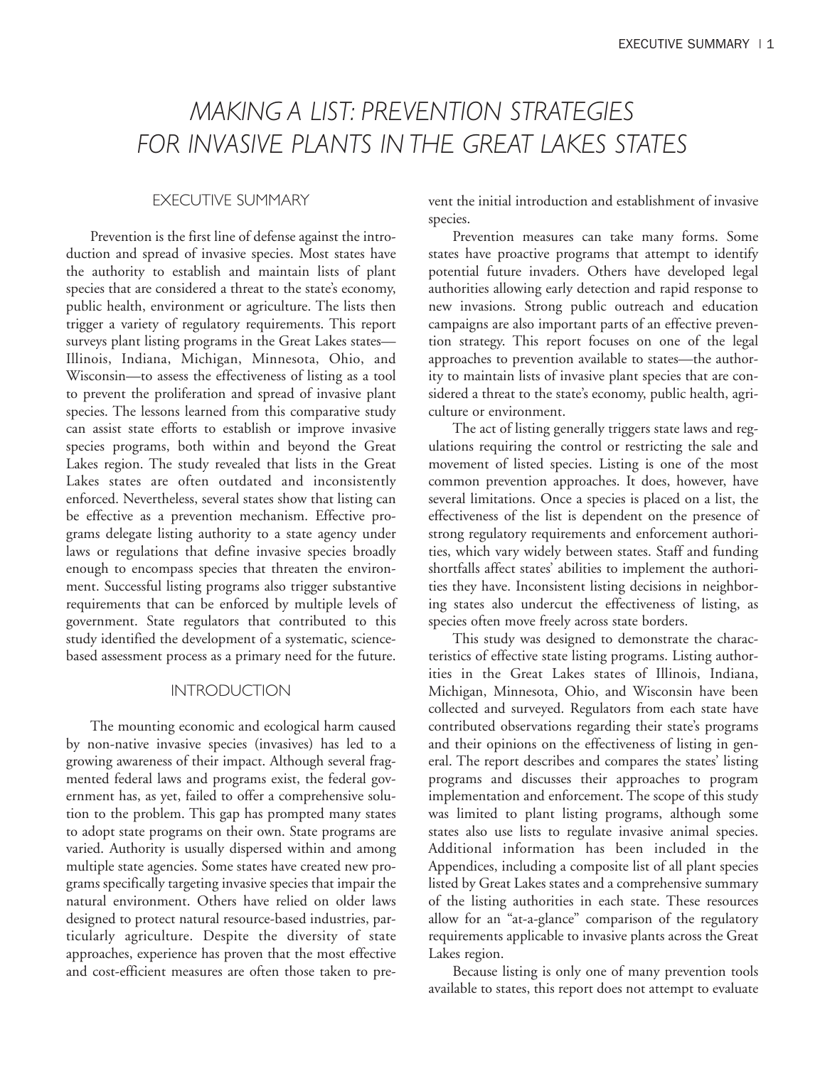# MAKING A LIST: PREVENTION STRATEGIES FOR INVASIVE PLANTS IN THE GREAT LAKES STATES

## EXECUTIVE SUMMARY

Prevention is the first line of defense against the introduction and spread of invasive species. Most states have the authority to establish and maintain lists of plant species that are considered a threat to the state's economy, public health, environment or agriculture. The lists then trigger a variety of regulatory requirements. This report surveys plant listing programs in the Great Lakes states—Illinois, Indiana, Michigan, Minnesota, Ohio, and Wisconsin—to assess the effectiveness of listing as a tool to prevent the proliferation and spread of invasive plant species. The lessons learned from this comparative study can assist state efforts to establish or improve invasive species programs, both within and beyond the Great Lakes region. The study revealed that lists in the Great Lakes states are often outdated and inconsistently enforced. Nevertheless, several states show that listing can be effective as a prevention mechanism. Effective programs delegate listing authority to a state agency under laws or regulations that define invasive species broadly enough to encompass species that threaten the environment. Successful listing programs also trigger substantive requirements that can be enforced by multiple levels of government. State regulators that contributed to this study identified the development of a systematic, science-based assessment process as a primary need for the future.

## INTRODUCTION

The mounting economic and ecological harm caused by non-native invasive species (invasives) has led to a growing awareness of their impact. Although several fragmented federal laws and programs exist, the federal government has, as yet, failed to offer a comprehensive solution to the problem. This gap has prompted many states to adopt state programs on their own. State programs are varied. Authority is usually dispersed within and among multiple state agencies. Some states have created new programs specifically targeting invasive species that impair the natural environment. Others have relied on older laws designed to protect natural resource-based industries, particularly agriculture. Despite the diversity of state approaches, experience has proven that the most effective and cost-efficient measures are often those taken to prevent the initial introduction and establishment of invasive species.

Prevention measures can take many forms. Some states have proactive programs that attempt to identify potential future invaders. Others have developed legal authorities allowing early detection and rapid response to new invasions. Strong public outreach and education campaigns are also important parts of an effective prevention strategy. This report focuses on one of the legal approaches to prevention available to states—the authority to maintain lists of invasive plant species that are considered a threat to the state's economy, public health, agriculture or environment.

The act of listing generally triggers state laws and regulations requiring the control or restricting the sale and movement of listed species. Listing is one of the most common prevention approaches. It does, however, have several limitations. Once a species is placed on a list, the effectiveness of the list is dependent on the presence of strong regulatory requirements and enforcement authorities, which vary widely between states. Staff and funding shortfalls affect states' abilities to implement the authorities they have. Inconsistent listing decisions in neighboring states also undercut the effectiveness of listing, as species often move freely across state borders.

This study was designed to demonstrate the characteristics of effective state listing programs. Listing authorities in the Great Lakes states of Illinois, Indiana, Michigan, Minnesota, Ohio, and Wisconsin have been collected and surveyed. Regulators from each state have contributed observations regarding their state's programs and their opinions on the effectiveness of listing in general. The report describes and compares the states' listing programs and discusses their approaches to program implementation and enforcement. The scope of this study was limited to plant listing programs, although some states also use lists to regulate invasive animal species. Additional information has been included in the Appendices, including a composite list of all plant species listed by Great Lakes states and a comprehensive summary of the listing authorities in each state. These resources allow for an "at-a-glance" comparison of the regulatory requirements applicable to invasive plants across the Great Lakes region.

Because listing is only one of many prevention tools available to states, this report does not attempt to evaluate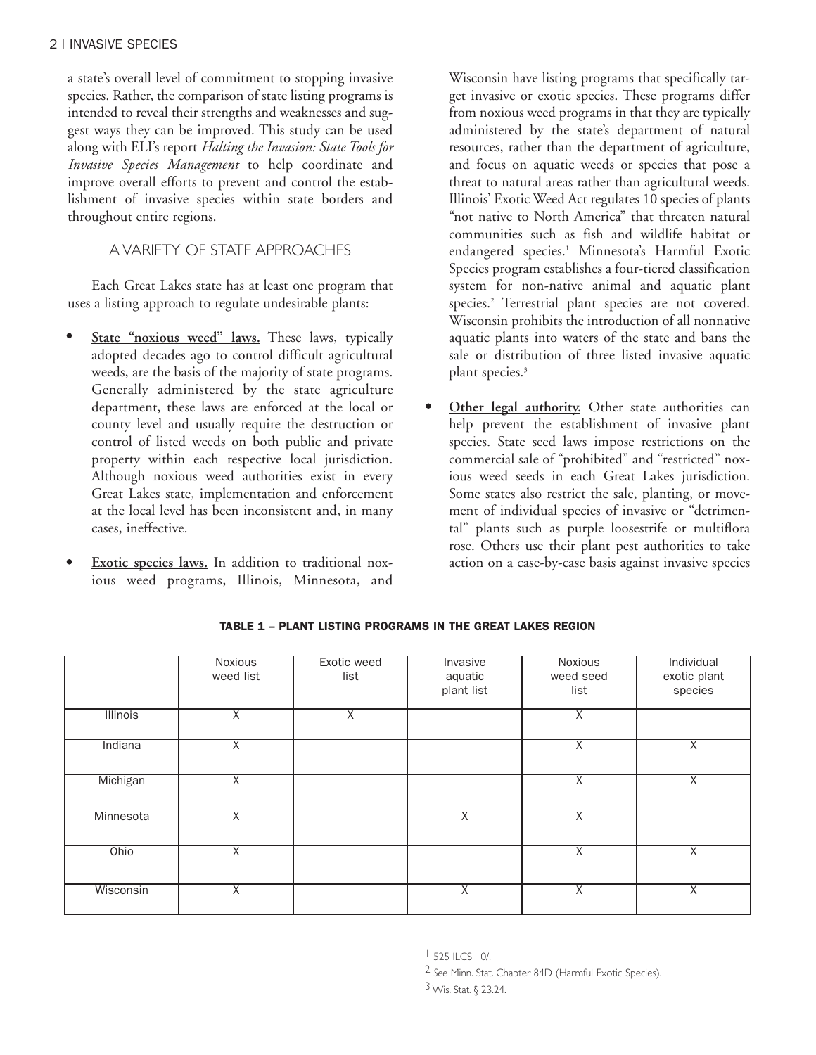a state's overall level of commitment to stopping invasive species. Rather, the comparison of state listing programs is intended to reveal their strengths and weaknesses and suggest ways they can be improved. This study can be used along with ELI's report *Halting the Invasion: State Tools for Invasive Species Management* to help coordinate and improve overall efforts to prevent and control the establishment of invasive species within state borders and throughout entire regions.

## A VARIETY OF STATE APPROACHES

Each Great Lakes state has at least one program that uses a listing approach to regulate undesirable plants:

- **State "noxious weed" laws.** These laws, typically adopted decades ago to control difficult agricultural weeds, are the basis of the majority of state programs. Generally administered by the state agriculture department, these laws are enforced at the local or county level and usually require the destruction or control of listed weeds on both public and private property within each respective local jurisdiction. Although noxious weed authorities exist in every Great Lakes state, implementation and enforcement at the local level has been inconsistent and, in many cases, ineffective.

- **Exotic species laws.** In addition to traditional noxious weed programs, Illinois, Minnesota, and Wisconsin have listing programs that specifically target invasive or exotic species. These programs differ from noxious weed programs in that they are typically administered by the state's department of natural resources, rather than the department of agriculture, and focus on aquatic weeds or species that pose a threat to natural areas rather than agricultural weeds. Illinois' Exotic Weed Act regulates 10 species of plants "not native to North America" that threaten natural communities such as fish and wildlife habitat or endangered species.[1] Minnesota's Harmful Exotic Species program establishes a four-tiered classification system for non-native animal and aquatic plant species.[2] Terrestrial plant species are not covered. Wisconsin prohibits the introduction of all nonnative aquatic plants into waters of the state and bans the sale or distribution of three listed invasive aquatic plant species.[3]

- **Other legal authority.** Other state authorities can help prevent the establishment of invasive plant species. State seed laws impose restrictions on the commercial sale of "prohibited" and "restricted" noxious weed seeds in each Great Lakes jurisdiction. Some states also restrict the sale, planting, or movement of individual species of invasive or "detrimental" plants such as purple loosestrife or multiflora rose. Others use their plant pest authorities to take action on a case-by-case basis against invasive species

**TABLE 1 – PLANT LISTING PROGRAMS IN THE GREAT LAKES REGION**

| | Noxious weed list | Exotic weed list | Invasive aquatic plant list | Noxious weed seed list | Individual exotic plant species |
|---|---|---|---|---|---|
| Illinois | X | X | | X | |
| Indiana | X | | | X | X |
| Michigan | X | | | X | X |
| Minnesota | X | | X | X | |
| Ohio | X | | | X | X |
| Wisconsin | X | | X | X | X |

[1] 525 ILCS 10/.

[2] See Minn. Stat. Chapter 84D (Harmful Exotic Species).

[3] Wis. Stat. § 23.24.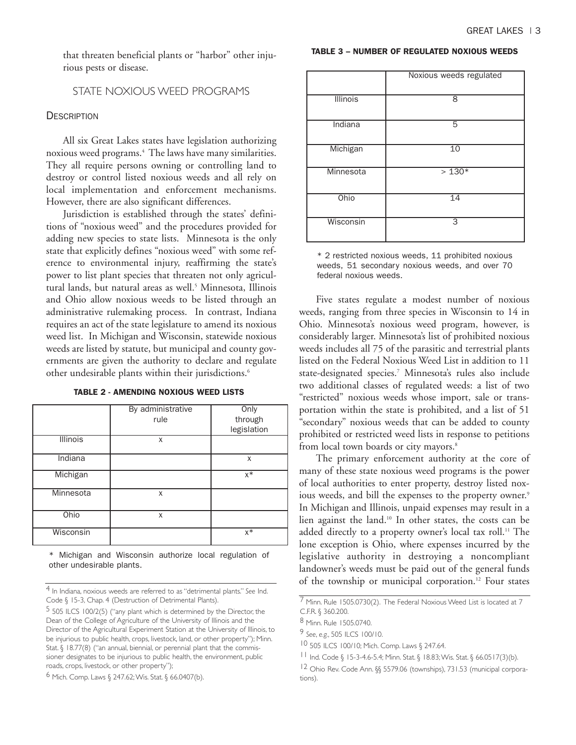that threaten beneficial plants or "harbor" other injurious pests or disease.

## STATE NOXIOUS WEED PROGRAMS

### Description

All six Great Lakes states have legislation authorizing noxious weed programs.[4] The laws have many similarities. They all require persons owning or controlling land to destroy or control listed noxious weeds and all rely on local implementation and enforcement mechanisms. However, there are also significant differences.

Jurisdiction is established through the states' definitions of "noxious weed" and the procedures provided for adding new species to state lists. Minnesota is the only state that explicitly defines "noxious weed" with some reference to environmental injury, reaffirming the state's power to list plant species that threaten not only agricultural lands, but natural areas as well.[5] Minnesota, Illinois and Ohio allow noxious weeds to be listed through an administrative rulemaking process. In contrast, Indiana requires an act of the state legislature to amend its noxious weed list. In Michigan and Wisconsin, statewide noxious weeds are listed by statute, but municipal and county governments are given the authority to declare and regulate other undesirable plants within their jurisdictions.[6]

**TABLE 2 - AMENDING NOXIOUS WEED LISTS**

| | By administrative rule | Only through legislation |
|---|---|---|
| Illinois | x | |
| Indiana | | x |
| Michigan | | x* |
| Minnesota | x | |
| Ohio | x | |
| Wisconsin | | x* |

\* Michigan and Wisconsin authorize local regulation of other undesirable plants.

**TABLE 3 – NUMBER OF REGULATED NOXIOUS WEEDS**

| | Noxious weeds regulated |
|---|---|
| Illinois | 8 |
| Indiana | 5 |
| Michigan | 10 |
| Minnesota | > 130* |
| Ohio | 14 |
| Wisconsin | 3 |

\* 2 restricted noxious weeds, 11 prohibited noxious weeds, 51 secondary noxious weeds, and over 70 federal noxious weeds.

Five states regulate a modest number of noxious weeds, ranging from three species in Wisconsin to 14 in Ohio. Minnesota's noxious weed program, however, is considerably larger. Minnesota's list of prohibited noxious weeds includes all 75 of the parasitic and terrestrial plants listed on the Federal Noxious Weed List in addition to 11 state-designated species.[7] Minnesota's rules also include two additional classes of regulated weeds: a list of two "restricted" noxious weeds whose import, sale or transportation within the state is prohibited, and a list of 51 "secondary" noxious weeds that can be added to county prohibited or restricted weed lists in response to petitions from local town boards or city mayors.[8]

The primary enforcement authority at the core of many of these state noxious weed programs is the power of local authorities to enter property, destroy listed noxious weeds, and bill the expenses to the property owner.[9] In Michigan and Illinois, unpaid expenses may result in a lien against the land.[10] In other states, the costs can be added directly to a property owner's local tax roll.[11] The lone exception is Ohio, where expenses incurred by the legislative authority in destroying a noncompliant landowner's weeds must be paid out of the general funds of the township or municipal corporation.[12] Four states

---

[4] In Indiana, noxious weeds are referred to as "detrimental plants." *See* Ind. Code § 15-3, Chap. 4 (Destruction of Detrimental Plants).

[5] 505 ILCS 100/2(5) ("any plant which is determined by the Director, the Dean of the College of Agriculture of the University of Illinois and the Director of the Agricultural Experiment Station at the University of Illinois, to be injurious to public health, crops, livestock, land, or other property"); Minn. Stat. § 18.77(8) ("an annual, biennial, or perennial plant that the commissioner designates to be injurious to public health, the environment, public roads, crops, livestock, or other property").

[6] Mich. Comp. Laws § 247.62; Wis. Stat. § 66.0407(b).

[7] Minn. Rule 1505.0730(2). The Federal Noxious Weed List is located at 7 C.F.R. § 360.200.

[8] Minn. Rule 1505.0740.

[9] *See, e.g.*, 505 ILCS 100/10.

[10] 505 ILCS 100/10; Mich. Comp. Laws § 247.64.

[11] Ind. Code § 15-3-4.6-5.4; Minn. Stat. § 18.83; Wis. Stat. § 66.0517(3)(b).

[12] Ohio Rev. Code Ann. §§ 5579.06 (townships), 731.53 (municipal corporations).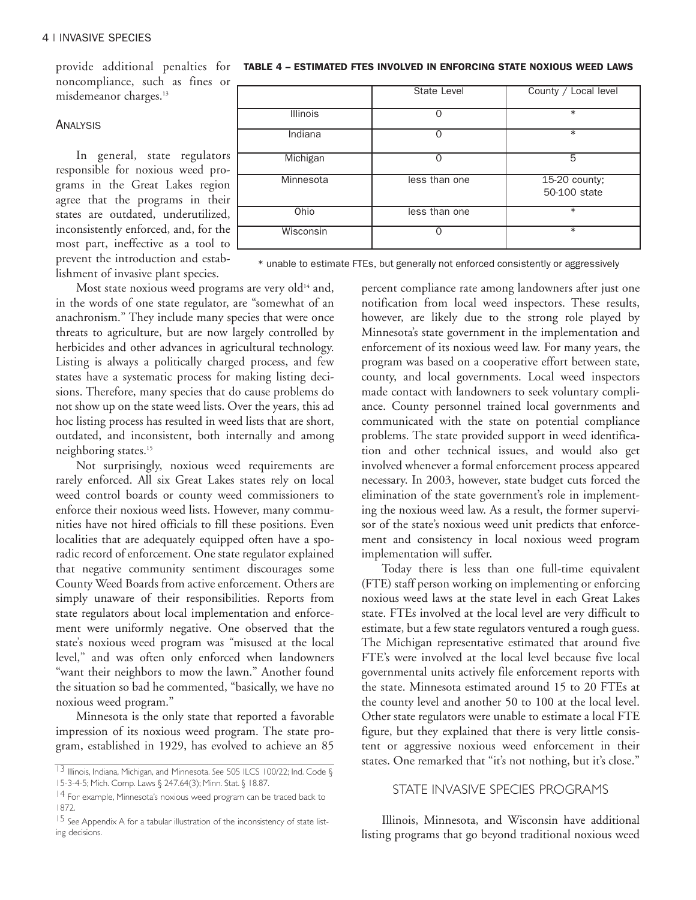provide additional penalties for noncompliance, such as fines or misdemeanor charges.[13]

### Analysis

In general, state regulators responsible for noxious weed programs in the Great Lakes region agree that the programs in their states are outdated, underutilized, inconsistently enforced, and, for the most part, ineffective as a tool to prevent the introduction and establishment of invasive plant species.

**TABLE 4 – ESTIMATED FTES INVOLVED IN ENFORCING STATE NOXIOUS WEED LAWS**

| | State Level | County / Local level |
|---|---|---|
| Illinois | 0 | * |
| Indiana | 0 | * |
| Michigan | 0 | 5 |
| Minnesota | less than one | 15-20 county; 50-100 state |
| Ohio | less than one | * |
| Wisconsin | 0 | * |

* unable to estimate FTEs, but generally not enforced consistently or aggressively

Most state noxious weed programs are very old[14] and, in the words of one state regulator, are "somewhat of an anachronism." They include many species that were once threats to agriculture, but are now largely controlled by herbicides and other advances in agricultural technology. Listing is always a politically charged process, and few states have a systematic process for making listing decisions. Therefore, many species that do cause problems do not show up on the state weed lists. Over the years, this ad hoc listing process has resulted in weed lists that are short, outdated, and inconsistent, both internally and among neighboring states.[15]

Not surprisingly, noxious weed requirements are rarely enforced. All six Great Lakes states rely on local weed control boards or county weed commissioners to enforce their noxious weed lists. However, many communities have not hired officials to fill these positions. Even localities that are adequately equipped often have a sporadic record of enforcement. One state regulator explained that negative community sentiment discourages some County Weed Boards from active enforcement. Others are simply unaware of their responsibilities. Reports from state regulators about local implementation and enforcement were uniformly negative. One observed that the state's noxious weed program was "misused at the local level," and was often only enforced when landowners "want their neighbors to mow the lawn." Another found the situation so bad he commented, "basically, we have no noxious weed program."

Minnesota is the only state that reported a favorable impression of its noxious weed program. The state program, established in 1929, has evolved to achieve an 85 percent compliance rate among landowners after just one notification from local weed inspectors. These results, however, are likely due to the strong role played by Minnesota's state government in the implementation and enforcement of its noxious weed law. For many years, the program was based on a cooperative effort between state, county, and local governments. Local weed inspectors made contact with landowners to seek voluntary compliance. County personnel trained local governments and communicated with the state on potential compliance problems. The state provided support in weed identification and other technical issues, and would also get involved whenever a formal enforcement process appeared necessary. In 2003, however, state budget cuts forced the elimination of the state government's role in implementing the noxious weed law. As a result, the former supervisor of the state's noxious weed unit predicts that enforcement and consistency in local noxious weed program implementation will suffer.

Today there is less than one full-time equivalent (FTE) staff person working on implementing or enforcing noxious weed laws at the state level in each Great Lakes state. FTEs involved at the local level are very difficult to estimate, but a few state regulators ventured a rough guess. The Michigan representative estimated that around five FTE's were involved at the local level because five local governmental units actively file enforcement reports with the state. Minnesota estimated around 15 to 20 FTEs at the county level and another 50 to 100 at the local level. Other state regulators were unable to estimate a local FTE figure, but they explained that there is very little consistent or aggressive noxious weed enforcement in their states. One remarked that "it's not nothing, but it's close."

## STATE INVASIVE SPECIES PROGRAMS

Illinois, Minnesota, and Wisconsin have additional listing programs that go beyond traditional noxious weed

[13] Illinois, Indiana, Michigan, and Minnesota. *See* 505 ILCS 100/22; Ind. Code § 15-3-4-5; Mich. Comp. Laws § 247.64(3); Minn. Stat. § 18.87.

[14] For example, Minnesota's noxious weed program can be traced back to 1872.

[15] See Appendix A for a tabular illustration of the inconsistency of state listing decisions.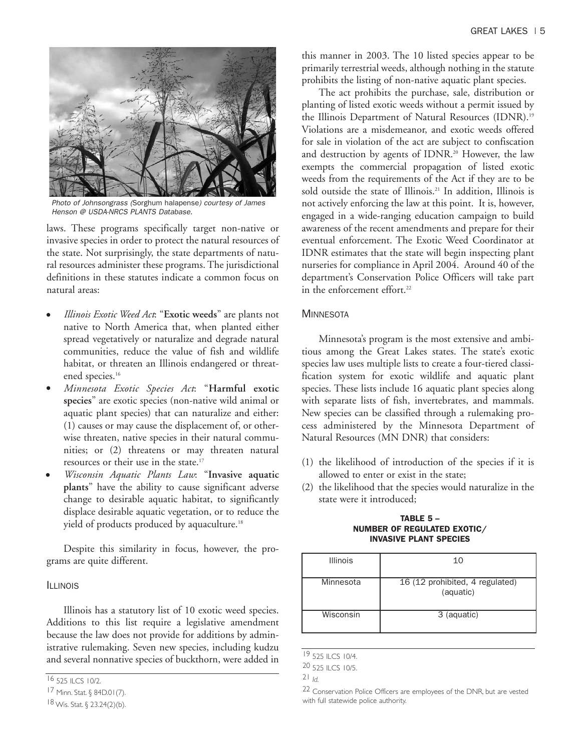Photo of Johnsongrass (*Sorghum halapense*) courtesy of James Henson @ USDA-NRCS PLANTS Database.

laws. These programs specifically target non-native or invasive species in order to protect the natural resources of the state. Not surprisingly, the state departments of natural resources administer these programs. The jurisdictional definitions in these statutes indicate a common focus on natural areas:

- *Illinois Exotic Weed Act*: "**Exotic weeds**" are plants not native to North America that, when planted either spread vegetatively or naturalize and degrade natural communities, reduce the value of fish and wildlife habitat, or threaten an Illinois endangered or threatened species.[16]
- *Minnesota Exotic Species Act*: "**Harmful exotic species**" are exotic species (non-native wild animal or aquatic plant species) that can naturalize and either: (1) causes or may cause the displacement of, or otherwise threaten, native species in their natural communities; or (2) threatens or may threaten natural resources or their use in the state.[17]
- *Wisconsin Aquatic Plants Law*: "**Invasive aquatic plants**" have the ability to cause significant adverse change to desirable aquatic habitat, to significantly displace desirable aquatic vegetation, or to reduce the yield of products produced by aquaculture.[18]

Despite this similarity in focus, however, the programs are quite different.

### Illinois

Illinois has a statutory list of 10 exotic weed species. Additions to this list require a legislative amendment because the law does not provide for additions by administrative rulemaking. Seven new species, including kudzu and several nonnative species of buckthorn, were added in this manner in 2003. The 10 listed species appear to be primarily terrestrial weeds, although nothing in the statute prohibits the listing of non-native aquatic plant species.

The act prohibits the purchase, sale, distribution or planting of listed exotic weeds without a permit issued by the Illinois Department of Natural Resources (IDNR).[19] Violations are a misdemeanor, and exotic weeds offered for sale in violation of the act are subject to confiscation and destruction by agents of IDNR.[20] However, the law exempts the commercial propagation of listed exotic weeds from the requirements of the Act if they are to be sold outside the state of Illinois.[21] In addition, Illinois is not actively enforcing the law at this point. It is, however, engaged in a wide-ranging education campaign to build awareness of the recent amendments and prepare for their eventual enforcement. The Exotic Weed Coordinator at IDNR estimates that the state will begin inspecting plant nurseries for compliance in April 2004. Around 40 of the department's Conservation Police Officers will take part in the enforcement effort.[22]

### Minnesota

Minnesota's program is the most extensive and ambitious among the Great Lakes states. The state's exotic species law uses multiple lists to create a four-tiered classification system for exotic wildlife and aquatic plant species. These lists include 16 aquatic plant species along with separate lists of fish, invertebrates, and mammals. New species can be classified through a rulemaking process administered by the Minnesota Department of Natural Resources (MN DNR) that considers:

(1) the likelihood of introduction of the species if it is allowed to enter or exist in the state;
(2) the likelihood that the species would naturalize in the state were it introduced;

**TABLE 5 – NUMBER OF REGULATED EXOTIC/ INVASIVE PLANT SPECIES**

| | |
|---|---|
| Illinois | 10 |
| Minnesota | 16 (12 prohibited, 4 regulated) (aquatic) |
| Wisconsin | 3 (aquatic) |

---

16 525 ILCS 10/2.

17 Minn. Stat. § 84D.01(7).

18 Wis. Stat. § 23.24(2)(b).

19 525 ILCS 10/4.

20 525 ILCS 10/5.

21 *Id.*

22 Conservation Police Officers are employees of the DNR, but are vested with full statewide police authority.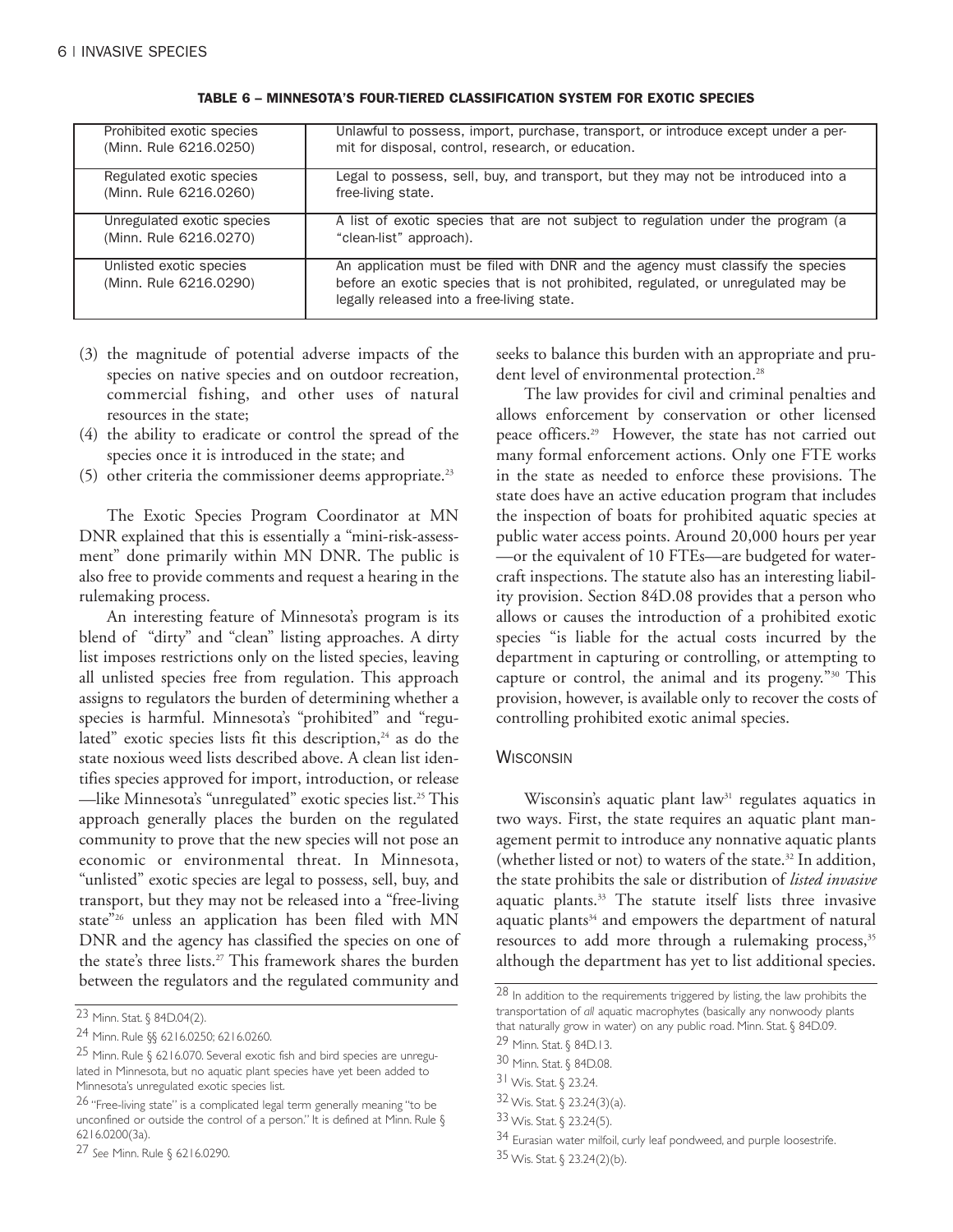**TABLE 6 – MINNESOTA'S FOUR-TIERED CLASSIFICATION SYSTEM FOR EXOTIC SPECIES**

| | |
|---|---|
| Prohibited exotic species (Minn. Rule 6216.0250) | Unlawful to possess, import, purchase, transport, or introduce except under a permit for disposal, control, research, or education. |
| Regulated exotic species (Minn. Rule 6216.0260) | Legal to possess, sell, buy, and transport, but they may not be introduced into a free-living state. |
| Unregulated exotic species (Minn. Rule 6216.0270) | A list of exotic species that are not subject to regulation under the program (a "clean-list" approach). |
| Unlisted exotic species (Minn. Rule 6216.0290) | An application must be filed with DNR and the agency must classify the species before an exotic species that is not prohibited, regulated, or unregulated may be legally released into a free-living state. |

(3) the magnitude of potential adverse impacts of the species on native species and on outdoor recreation, commercial fishing, and other uses of natural resources in the state;

(4) the ability to eradicate or control the spread of the species once it is introduced in the state; and

(5) other criteria the commissioner deems appropriate.[23]

The Exotic Species Program Coordinator at MN DNR explained that this is essentially a "mini-risk-assessment" done primarily within MN DNR. The public is also free to provide comments and request a hearing in the rulemaking process.

An interesting feature of Minnesota's program is its blend of "dirty" and "clean" listing approaches. A dirty list imposes restrictions only on the listed species, leaving all unlisted species free from regulation. This approach assigns to regulators the burden of determining whether a species is harmful. Minnesota's "prohibited" and "regulated" exotic species lists fit this description,[24] as do the state noxious weed lists described above. A clean list identifies species approved for import, introduction, or release—like Minnesota's "unregulated" exotic species list.[25] This approach generally places the burden on the regulated community to prove that the new species will not pose an economic or environmental threat. In Minnesota, "unlisted" exotic species are legal to possess, sell, buy, and transport, but they may not be released into a "free-living state"[26] unless an application has been filed with MN DNR and the agency has classified the species on one of the state's three lists.[27] This framework shares the burden between the regulators and the regulated community and seeks to balance this burden with an appropriate and prudent level of environmental protection.[28]

The law provides for civil and criminal penalties and allows enforcement by conservation or other licensed peace officers.[29] However, the state has not carried out many formal enforcement actions. Only one FTE works in the state as needed to enforce these provisions. The state does have an active education program that includes the inspection of boats for prohibited aquatic species at public water access points. Around 20,000 hours per year—or the equivalent of 10 FTEs—are budgeted for watercraft inspections. The statute also has an interesting liability provision. Section 84D.08 provides that a person who allows or causes the introduction of a prohibited exotic species "is liable for the actual costs incurred by the department in capturing or controlling, or attempting to capture or control, the animal and its progeny."[30] This provision, however, is available only to recover the costs of controlling prohibited exotic animal species.

### Wisconsin

Wisconsin's aquatic plant law[31] regulates aquatics in two ways. First, the state requires an aquatic plant management permit to introduce any nonnative aquatic plants (whether listed or not) to waters of the state.[32] In addition, the state prohibits the sale or distribution of *listed invasive* aquatic plants.[33] The statute itself lists three invasive aquatic plants[34] and empowers the department of natural resources to add more through a rulemaking process,[35] although the department has yet to list additional species.

---

[23] Minn. Stat. § 84D.04(2).

[24] Minn. Rule §§ 6216.0250; 6216.0260.

[25] Minn. Rule § 6216.070. Several exotic fish and bird species are unregulated in Minnesota, but no aquatic plant species have yet been added to Minnesota's unregulated exotic species list.

[26] "Free-living state" is a complicated legal term generally meaning "to be unconfined or outside the control of a person." It is defined at Minn. Rule § 6216.0200(3a).

[27] *See* Minn. Rule § 6216.0290.

[28] In addition to the requirements triggered by listing, the law prohibits the transportation of *all* aquatic macrophytes (basically any nonwoody plants that naturally grow in water) on any public road. Minn. Stat. § 84D.09.

[29] Minn. Stat. § 84D.13.

[30] Minn. Stat. § 84D.08.

[31] Wis. Stat. § 23.24.

[32] Wis. Stat. § 23.24(3)(a).

[33] Wis. Stat. § 23.24(5).

[34] Eurasian water milfoil, curly leaf pondweed, and purple loosestrife.

[35] Wis. Stat. § 23.24(2)(b).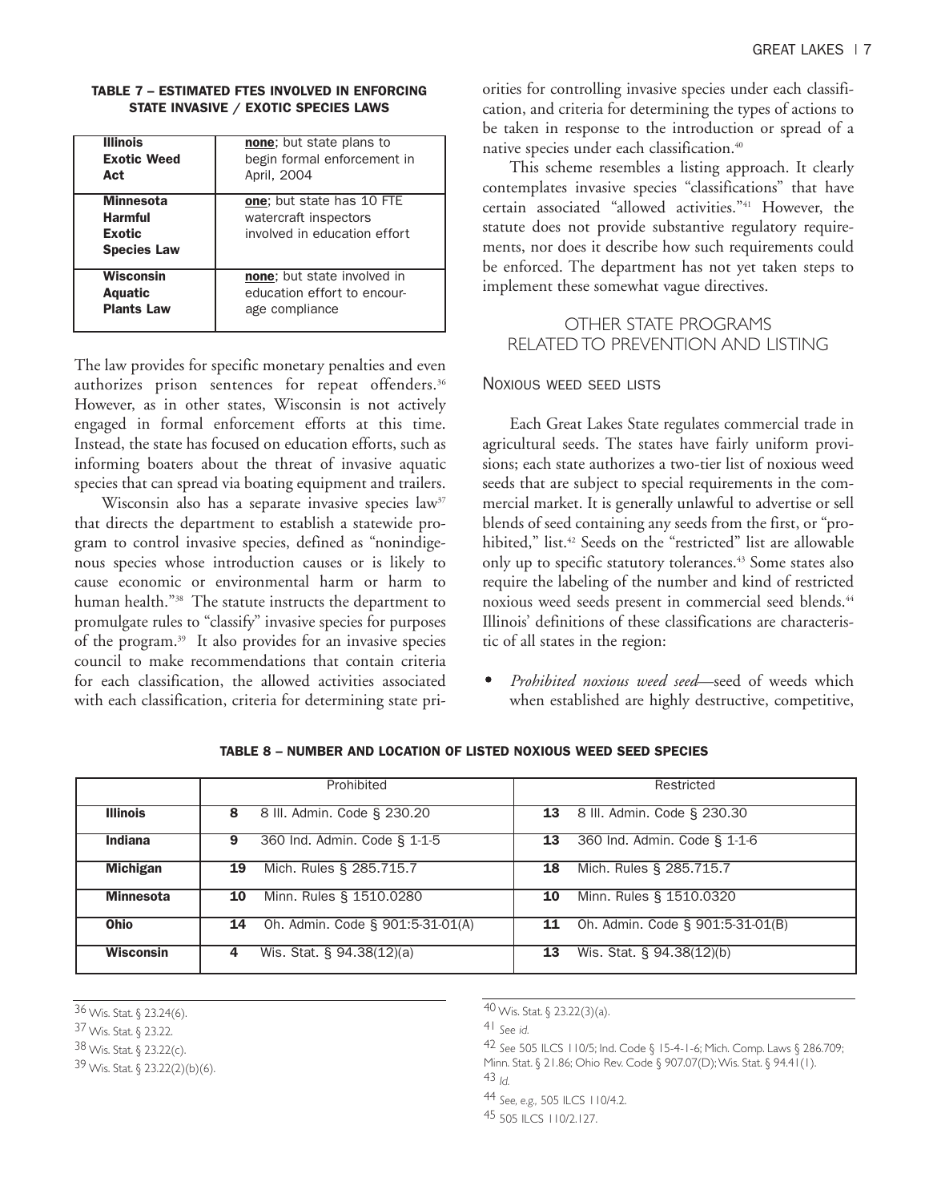**TABLE 7 – ESTIMATED FTES INVOLVED IN ENFORCING STATE INVASIVE / EXOTIC SPECIES LAWS**

| | |
|---|---|
| **Illinois Exotic Weed Act** | **none**; but state plans to begin formal enforcement in April, 2004 |
| **Minnesota Harmful Exotic Species Law** | **one**; but state has 10 FTE watercraft inspectors involved in education effort |
| **Wisconsin Aquatic Plants Law** | **none**; but state involved in education effort to encourage compliance |

The law provides for specific monetary penalties and even authorizes prison sentences for repeat offenders.[36] However, as in other states, Wisconsin is not actively engaged in formal enforcement efforts at this time. Instead, the state has focused on education efforts, such as informing boaters about the threat of invasive aquatic species that can spread via boating equipment and trailers.

Wisconsin also has a separate invasive species law[37] that directs the department to establish a statewide program to control invasive species, defined as "nonindigenous species whose introduction causes or is likely to cause economic or environmental harm or harm to human health."[38] The statute instructs the department to promulgate rules to "classify" invasive species for purposes of the program.[39] It also provides for an invasive species council to make recommendations that contain criteria for each classification, the allowed activities associated with each classification, criteria for determining state priorities for controlling invasive species under each classification, and criteria for determining the types of actions to be taken in response to the introduction or spread of a native species under each classification.[40]

This scheme resembles a listing approach. It clearly contemplates invasive species "classifications" that have certain associated "allowed activities."[41] However, the statute does not provide substantive regulatory requirements, nor does it describe how such requirements could be enforced. The department has not yet taken steps to implement these somewhat vague directives.

## OTHER STATE PROGRAMS RELATED TO PREVENTION AND LISTING

### Noxious weed seed lists

Each Great Lakes State regulates commercial trade in agricultural seeds. The states have fairly uniform provisions; each state authorizes a two-tier list of noxious weed seeds that are subject to special requirements in the commercial market. It is generally unlawful to advertise or sell blends of seed containing any seeds from the first, or "prohibited," list.[42] Seeds on the "restricted" list are allowable only up to specific statutory tolerances.[43] Some states also require the labeling of the number and kind of restricted noxious weed seeds present in commercial seed blends.[44] Illinois' definitions of these classifications are characteristic of all states in the region:

- *Prohibited noxious weed seed*—seed of weeds which when established are highly destructive, competitive,

**TABLE 8 – NUMBER AND LOCATION OF LISTED NOXIOUS WEED SEED SPECIES**

| | Prohibited | | Restricted | |
|---|---|---|---|---|
| **Illinois** | **8** | 8 Ill. Admin. Code § 230.20 | **13** | 8 Ill. Admin. Code § 230.30 |
| **Indiana** | **9** | 360 Ind. Admin. Code § 1-1-5 | **13** | 360 Ind. Admin. Code § 1-1-6 |
| **Michigan** | **19** | Mich. Rules § 285.715.7 | **18** | Mich. Rules § 285.715.7 |
| **Minnesota** | **10** | Minn. Rules § 1510.0280 | **10** | Minn. Rules § 1510.0320 |
| **Ohio** | **14** | Oh. Admin. Code § 901:5-31-01(A) | **11** | Oh. Admin. Code § 901:5-31-01(B) |
| **Wisconsin** | **4** | Wis. Stat. § 94.38(12)(a) | **13** | Wis. Stat. § 94.38(12)(b) |

---

36 Wis. Stat. § 23.24(6).

37 Wis. Stat. § 23.22.

38 Wis. Stat. § 23.22(c).

39 Wis. Stat. § 23.22(2)(b)(6).

40 Wis. Stat. § 23.22(3)(a).

41 *See id.*

42 *See* 505 ILCS 110/5; Ind. Code § 15-4-1-6; Mich. Comp. Laws § 286.709; Minn. Stat. § 21.86; Ohio Rev. Code § 907.07(D); Wis. Stat. § 94.41(1).

43 *Id.*

44 *See, e.g.,* 505 ILCS 110/4.2.

45 505 ILCS 110/2.127.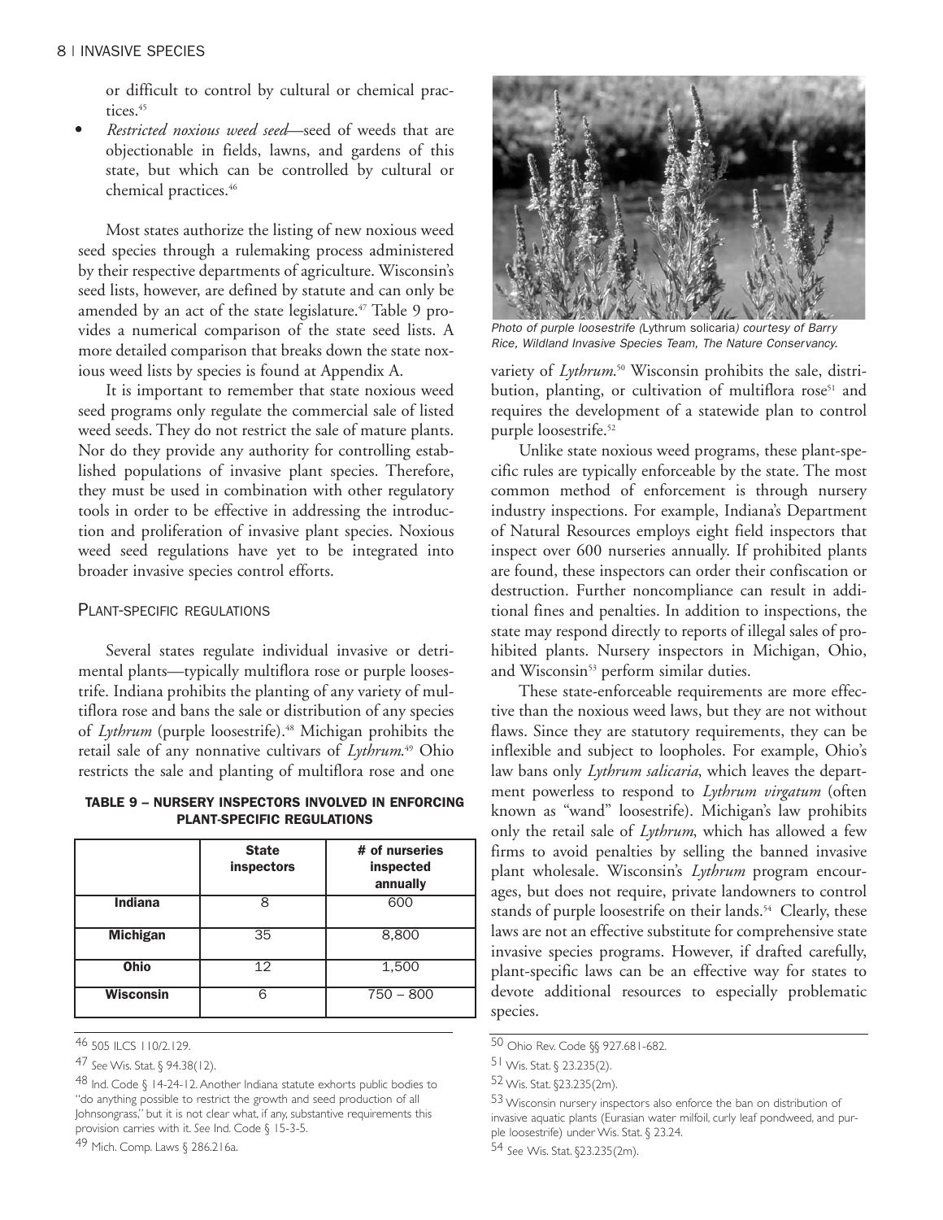or difficult to control by cultural or chemical practices.[45]

- *Restricted noxious weed seed*—seed of weeds that are objectionable in fields, lawns, and gardens of this state, but which can be controlled by cultural or chemical practices.[46]

Most states authorize the listing of new noxious weed seed species through a rulemaking process administered by their respective departments of agriculture. Wisconsin's seed lists, however, are defined by statute and can only be amended by an act of the state legislature.[47] Table 9 provides a numerical comparison of the state seed lists. A more detailed comparison that breaks down the state noxious weed lists by species is found at Appendix A.

It is important to remember that state noxious weed seed programs only regulate the commercial sale of listed weed seeds. They do not restrict the sale of mature plants. Nor do they provide any authority for controlling established populations of invasive plant species. Therefore, they must be used in combination with other regulatory tools in order to be effective in addressing the introduction and proliferation of invasive plant species. Noxious weed seed regulations have yet to be integrated into broader invasive species control efforts.

### Plant-specific regulations

Several states regulate individual invasive or detrimental plants—typically multiflora rose or purple loosestrife. Indiana prohibits the planting of any variety of multiflora rose and bans the sale or distribution of any species of *Lythrum* (purple loosestrife).[48] Michigan prohibits the retail sale of any nonnative cultivars of *Lythrum*.[49] Ohio restricts the sale and planting of multiflora rose and one variety of *Lythrum*.[50] Wisconsin prohibits the sale, distribution, planting, or cultivation of multiflora rose[51] and requires the development of a statewide plan to control purple loosestrife.[52]

**TABLE 9 – NURSERY INSPECTORS INVOLVED IN ENFORCING PLANT-SPECIFIC REGULATIONS**

| | State inspectors | # of nurseries inspected annually |
|---|---|---|
| **Indiana** | 8 | 600 |
| **Michigan** | 35 | 8,800 |
| **Ohio** | 12 | 1,500 |
| **Wisconsin** | 6 | 750 – 800 |

*Photo of purple loosestrife (*Lythrum solicaria*) courtesy of Barry Rice, Wildland Invasive Species Team, The Nature Conservancy.*

Unlike state noxious weed programs, these plant-specific rules are typically enforceable by the state. The most common method of enforcement is through nursery industry inspections. For example, Indiana's Department of Natural Resources employs eight field inspectors that inspect over 600 nurseries annually. If prohibited plants are found, these inspectors can order their confiscation or destruction. Further noncompliance can result in additional fines and penalties. In addition to inspections, the state may respond directly to reports of illegal sales of prohibited plants. Nursery inspectors in Michigan, Ohio, and Wisconsin[53] perform similar duties.

These state-enforceable requirements are more effective than the noxious weed laws, but they are not without flaws. Since they are statutory requirements, they can be inflexible and subject to loopholes. For example, Ohio's law bans only *Lythrum salicaria*, which leaves the department powerless to respond to *Lythrum virgatum* (often known as "wand" loosestrife). Michigan's law prohibits only the retail sale of *Lythrum*, which has allowed a few firms to avoid penalties by selling the banned invasive plant wholesale. Wisconsin's *Lythrum* program encourages, but does not require, private landowners to control stands of purple loosestrife on their lands.[54] Clearly, these laws are not an effective substitute for comprehensive state invasive species programs. However, if drafted carefully, plant-specific laws can be an effective way for states to devote additional resources to especially problematic species.

---

[46] 505 ILCS 110/2.129.

[47] *See* Wis. Stat. § 94.38(12).

[48] Ind. Code § 14-24-12. Another Indiana statute exhorts public bodies to "do anything possible to restrict the growth and seed production of all Johnsongrass," but it is not clear what, if any, substantive requirements this provision carries with it. *See* Ind. Code § 15-3-5.

[49] Mich. Comp. Laws § 286.216a.

[50] Ohio Rev. Code §§ 927.681-682.

[51] Wis. Stat. § 23.235(2).

[52] Wis. Stat. §23.235(2m).

[53] Wisconsin nursery inspectors also enforce the ban on distribution of invasive aquatic plants (Eurasian water milfoil, curly leaf pondweed, and purple loosestrife) under Wis. Stat. § 23.24.

[54] *See* Wis. Stat. §23.235(2m).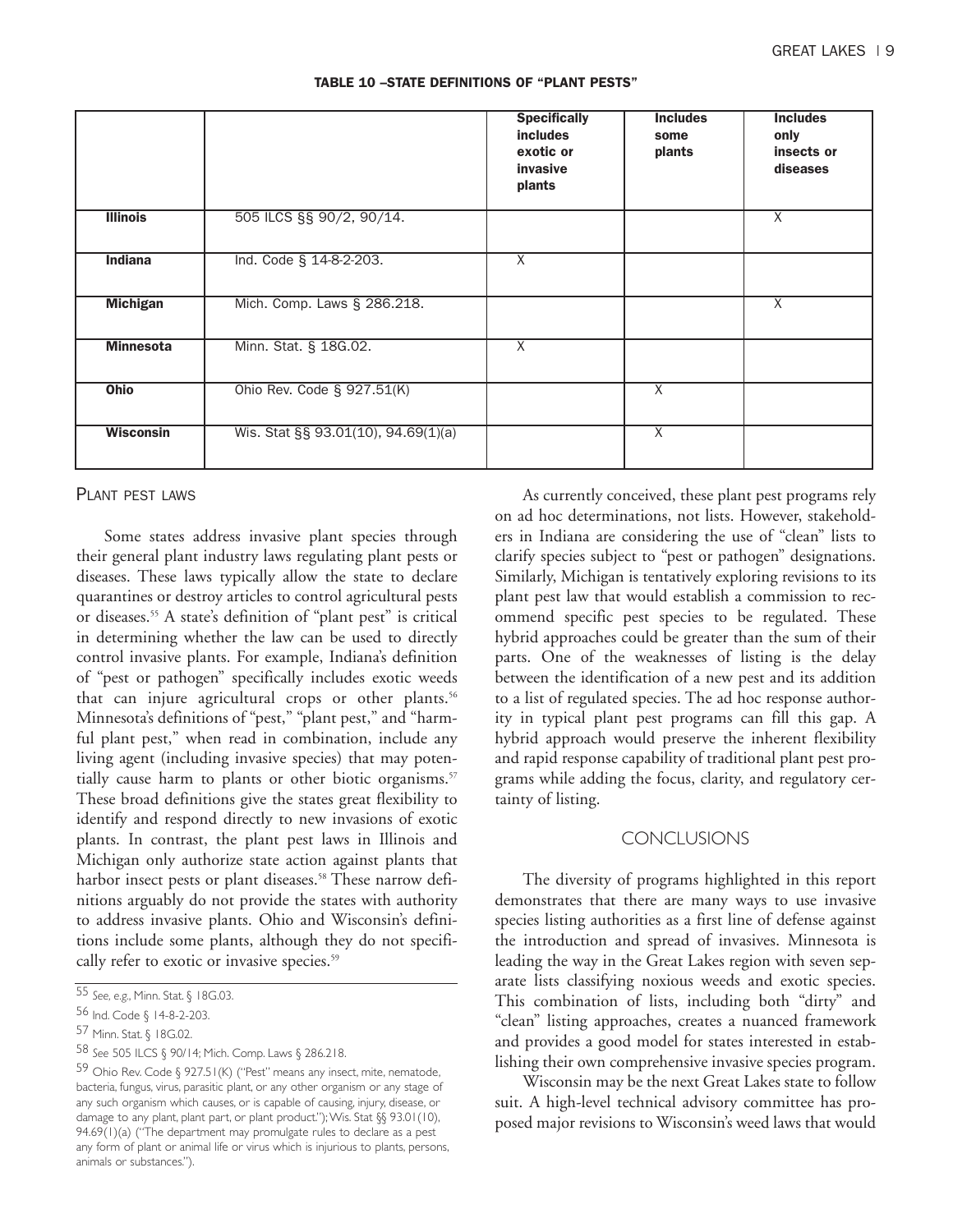**TABLE 10 –STATE DEFINITIONS OF "PLANT PESTS"**

| | | Specifically includes exotic or invasive plants | Includes some plants | Includes only insects or diseases |
|---|---|---|---|---|
| **Illinois** | 505 ILCS §§ 90/2, 90/14. | | | X |
| **Indiana** | Ind. Code § 14-8-2-203. | X | | |
| **Michigan** | Mich. Comp. Laws § 286.218. | | | X |
| **Minnesota** | Minn. Stat. § 18G.02. | X | | |
| **Ohio** | Ohio Rev. Code § 927.51(K) | | X | |
| **Wisconsin** | Wis. Stat §§ 93.01(10), 94.69(1)(a) | | X | |

### Plant pest laws

Some states address invasive plant species through their general plant industry laws regulating plant pests or diseases. These laws typically allow the state to declare quarantines or destroy articles to control agricultural pests or diseases.[55] A state's definition of "plant pest" is critical in determining whether the law can be used to directly control invasive plants. For example, Indiana's definition of "pest or pathogen" specifically includes exotic weeds that can injure agricultural crops or other plants.[56] Minnesota's definitions of "pest," "plant pest," and "harmful plant pest," when read in combination, include any living agent (including invasive species) that may potentially cause harm to plants or other biotic organisms.[57] These broad definitions give the states great flexibility to identify and respond directly to new invasions of exotic plants. In contrast, the plant pest laws in Illinois and Michigan only authorize state action against plants that harbor insect pests or plant diseases.[58] These narrow definitions arguably do not provide the states with authority to address invasive plants. Ohio and Wisconsin's definitions include some plants, although they do not specifically refer to exotic or invasive species.[59]

As currently conceived, these plant pest programs rely on ad hoc determinations, not lists. However, stakeholders in Indiana are considering the use of "clean" lists to clarify species subject to "pest or pathogen" designations. Similarly, Michigan is tentatively exploring revisions to its plant pest law that would establish a commission to recommend specific pest species to be regulated. These hybrid approaches could be greater than the sum of their parts. One of the weaknesses of listing is the delay between the identification of a new pest and its addition to a list of regulated species. The ad hoc response authority in typical plant pest programs can fill this gap. A hybrid approach would preserve the inherent flexibility and rapid response capability of traditional plant pest programs while adding the focus, clarity, and regulatory certainty of listing.

## CONCLUSIONS

The diversity of programs highlighted in this report demonstrates that there are many ways to use invasive species listing authorities as a first line of defense against the introduction and spread of invasives. Minnesota is leading the way in the Great Lakes region with seven separate lists classifying noxious weeds and exotic species. This combination of lists, including both "dirty" and "clean" listing approaches, creates a nuanced framework and provides a good model for states interested in establishing their own comprehensive invasive species program.

Wisconsin may be the next Great Lakes state to follow suit. A high-level technical advisory committee has proposed major revisions to Wisconsin's weed laws that would

---

55 *See, e.g.*, Minn. Stat. § 18G.03.

56 Ind. Code § 14-8-2-203.

57 Minn. Stat. § 18G.02.

58 *See* 505 ILCS § 90/14; Mich. Comp. Laws § 286.218.

59 Ohio Rev. Code § 927.51(K) ("'Pest' means any insect, mite, nematode, bacteria, fungus, virus, parasitic plant, or any other organism or any stage of any such organism which causes, or is capable of causing, injury, disease, or damage to any plant, plant part, or plant product."); Wis. Stat §§ 93.01(10), 94.69(1)(a) ("The department may promulgate rules to declare as a pest any form of plant or animal life or virus which is injurious to plants, persons, animals or substances.").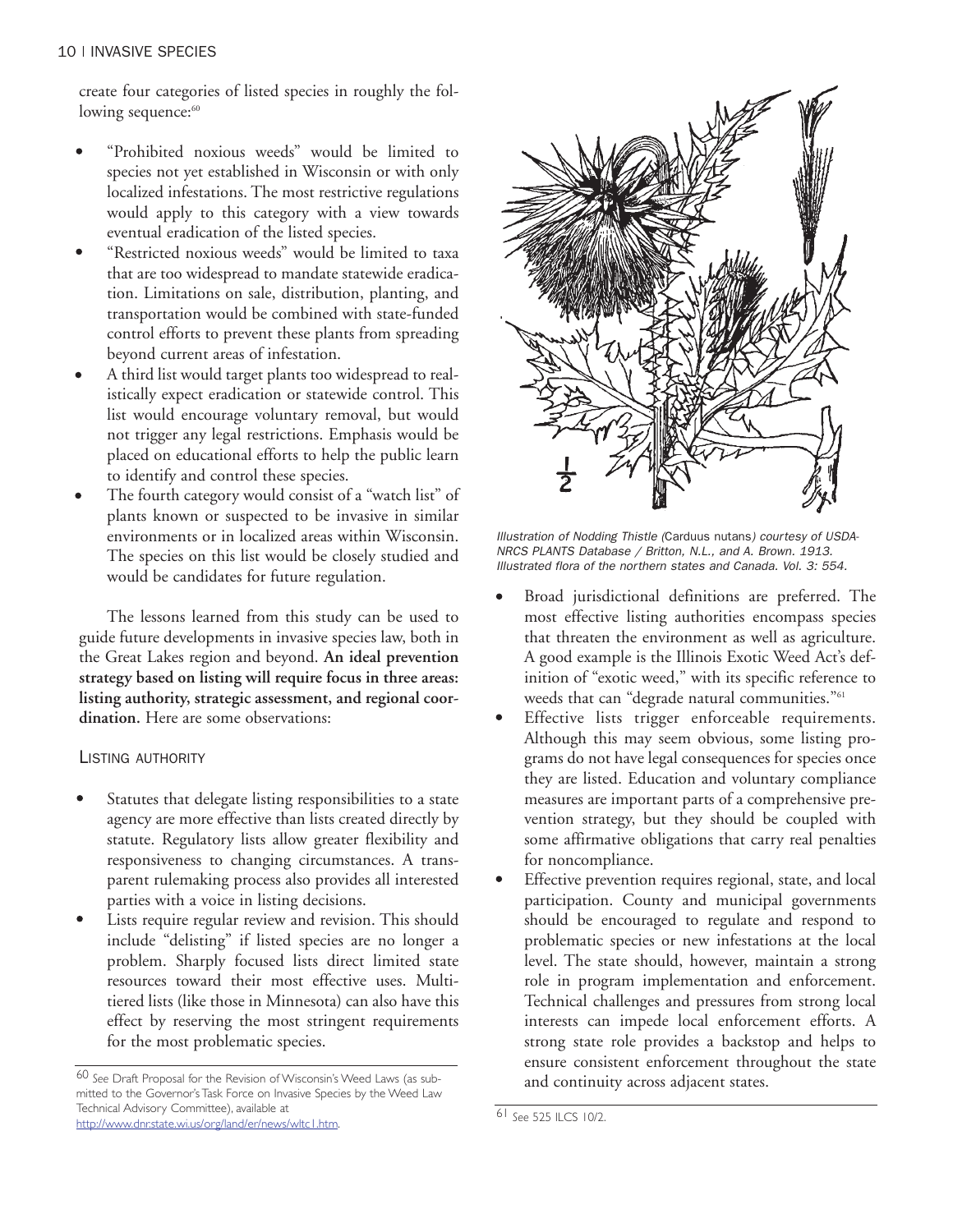create four categories of listed species in roughly the following sequence:[60]

- "Prohibited noxious weeds" would be limited to species not yet established in Wisconsin or with only localized infestations. The most restrictive regulations would apply to this category with a view towards eventual eradication of the listed species.
- "Restricted noxious weeds" would be limited to taxa that are too widespread to mandate statewide eradication. Limitations on sale, distribution, planting, and transportation would be combined with state-funded control efforts to prevent these plants from spreading beyond current areas of infestation.
- A third list would target plants too widespread to realistically expect eradication or statewide control. This list would encourage voluntary removal, but would not trigger any legal restrictions. Emphasis would be placed on educational efforts to help the public learn to identify and control these species.
- The fourth category would consist of a "watch list" of plants known or suspected to be invasive in similar environments or in localized areas within Wisconsin. The species on this list would be closely studied and would be candidates for future regulation.

The lessons learned from this study can be used to guide future developments in invasive species law, both in the Great Lakes region and beyond. **An ideal prevention strategy based on listing will require focus in three areas: listing authority, strategic assessment, and regional coordination.** Here are some observations:

## LISTING AUTHORITY

- Statutes that delegate listing responsibilities to a state agency are more effective than lists created directly by statute. Regulatory lists allow greater flexibility and responsiveness to changing circumstances. A transparent rulemaking process also provides all interested parties with a voice in listing decisions.
- Lists require regular review and revision. This should include "delisting" if listed species are no longer a problem. Sharply focused lists direct limited state resources toward their most effective uses. Multi-tiered lists (like those in Minnesota) can also have this effect by reserving the most stringent requirements for the most problematic species.

*Illustration of Nodding Thistle (*Carduus nutans*) courtesy of USDA-NRCS PLANTS Database / Britton, N.L., and A. Brown. 1913. Illustrated flora of the northern states and Canada. Vol. 3: 554.*

- Broad jurisdictional definitions are preferred. The most effective listing authorities encompass species that threaten the environment as well as agriculture. A good example is the Illinois Exotic Weed Act's definition of "exotic weed," with its specific reference to weeds that can "degrade natural communities."[61]
- Effective lists trigger enforceable requirements. Although this may seem obvious, some listing programs do not have legal consequences for species once they are listed. Education and voluntary compliance measures are important parts of a comprehensive prevention strategy, but they should be coupled with some affirmative obligations that carry real penalties for noncompliance.
- Effective prevention requires regional, state, and local participation. County and municipal governments should be encouraged to regulate and respond to problematic species or new infestations at the local level. The state should, however, maintain a strong role in program implementation and enforcement. Technical challenges and pressures from strong local interests can impede local enforcement efforts. A strong state role provides a backstop and helps to ensure consistent enforcement throughout the state and continuity across adjacent states.

---

[60] *See* Draft Proposal for the Revision of Wisconsin's Weed Laws (as submitted to the Governor's Task Force on Invasive Species by the Weed Law Technical Advisory Committee), available at http://www.dnr.state.wi.us/org/land/er/news/wltc1.htm.

[61] *See* 525 ILCS 10/2.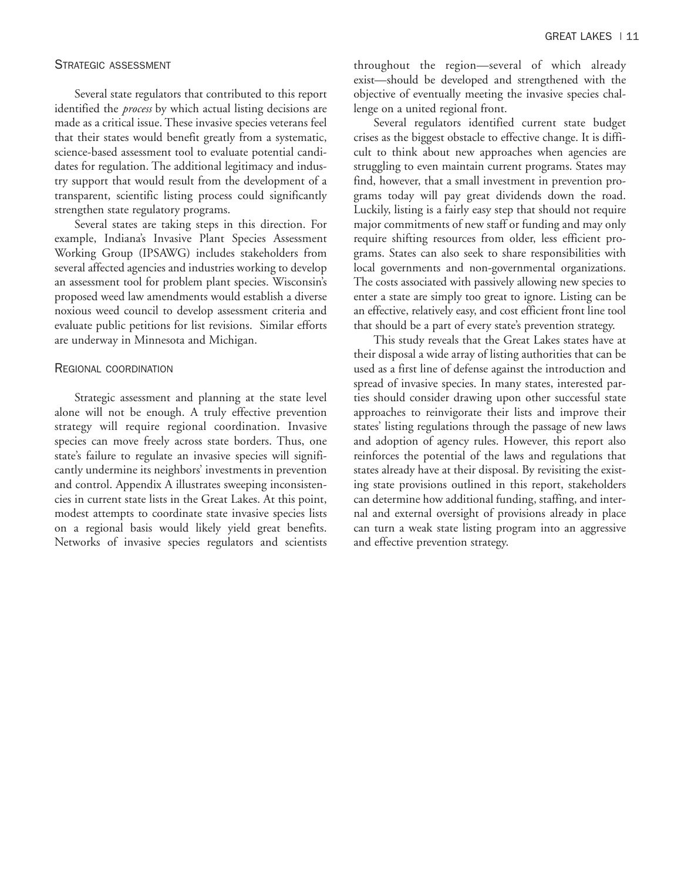### Strategic assessment

Several state regulators that contributed to this report identified the *process* by which actual listing decisions are made as a critical issue. These invasive species veterans feel that their states would benefit greatly from a systematic, science-based assessment tool to evaluate potential candidates for regulation. The additional legitimacy and industry support that would result from the development of a transparent, scientific listing process could significantly strengthen state regulatory programs.

Several states are taking steps in this direction. For example, Indiana's Invasive Plant Species Assessment Working Group (IPSAWG) includes stakeholders from several affected agencies and industries working to develop an assessment tool for problem plant species. Wisconsin's proposed weed law amendments would establish a diverse noxious weed council to develop assessment criteria and evaluate public petitions for list revisions. Similar efforts are underway in Minnesota and Michigan.

### Regional coordination

Strategic assessment and planning at the state level alone will not be enough. A truly effective prevention strategy will require regional coordination. Invasive species can move freely across state borders. Thus, one state's failure to regulate an invasive species will significantly undermine its neighbors' investments in prevention and control. Appendix A illustrates sweeping inconsistencies in current state lists in the Great Lakes. At this point, modest attempts to coordinate state invasive species lists on a regional basis would likely yield great benefits. Networks of invasive species regulators and scientists throughout the region—several of which already exist—should be developed and strengthened with the objective of eventually meeting the invasive species challenge on a united regional front.

Several regulators identified current state budget crises as the biggest obstacle to effective change. It is difficult to think about new approaches when agencies are struggling to even maintain current programs. States may find, however, that a small investment in prevention programs today will pay great dividends down the road. Luckily, listing is a fairly easy step that should not require major commitments of new staff or funding and may only require shifting resources from older, less efficient programs. States can also seek to share responsibilities with local governments and non-governmental organizations. The costs associated with passively allowing new species to enter a state are simply too great to ignore. Listing can be an effective, relatively easy, and cost efficient front line tool that should be a part of every state's prevention strategy.

This study reveals that the Great Lakes states have at their disposal a wide array of listing authorities that can be used as a first line of defense against the introduction and spread of invasive species. In many states, interested parties should consider drawing upon other successful state approaches to reinvigorate their lists and improve their states' listing regulations through the passage of new laws and adoption of agency rules. However, this report also reinforces the potential of the laws and regulations that states already have at their disposal. By revisiting the existing state provisions outlined in this report, stakeholders can determine how additional funding, staffing, and internal and external oversight of provisions already in place can turn a weak state listing program into an aggressive and effective prevention strategy.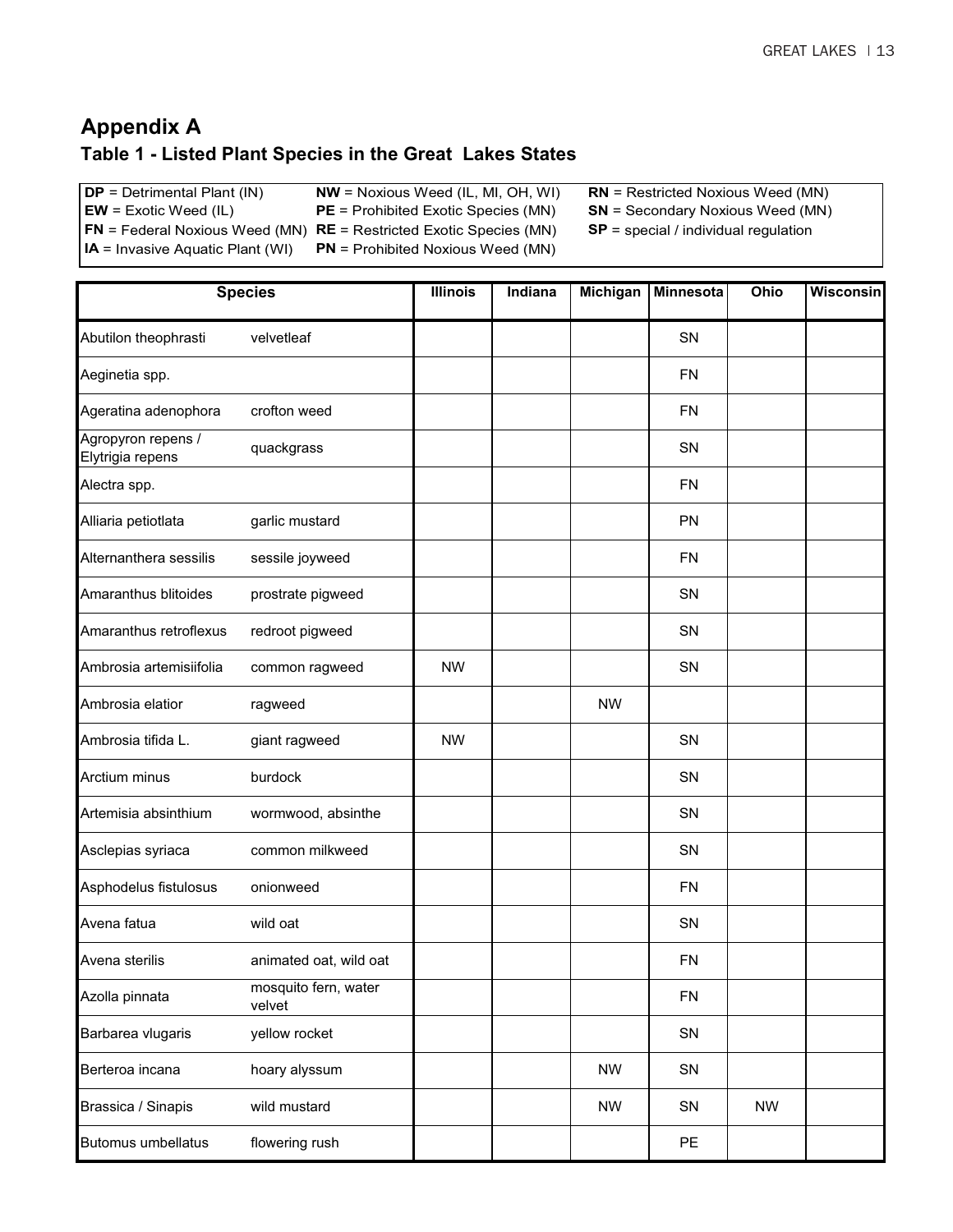## Appendix A

### Table 1 - Listed Plant Species in the Great Lakes States

**DP** = Detrimental Plant (IN)
**EW** = Exotic Weed (IL)
**FN** = Federal Noxious Weed (MN)
**IA** = Invasive Aquatic Plant (WI)
**NW** = Noxious Weed (IL, MI, OH, WI)
**PE** = Prohibited Exotic Species (MN)
**RE** = Restricted Exotic Species (MN)
**PN** = Prohibited Noxious Weed (MN)
**RN** = Restricted Noxious Weed (MN)
**SN** = Secondary Noxious Weed (MN)
**SP** = special / individual regulation

| Species | | Illinois | Indiana | Michigan | Minnesota | Ohio | Wisconsin |
|---|---|---|---|---|---|---|---|
| Abutilon theophrasti | velvetleaf | | | | SN | | |
| Aeginetia spp. | | | | | FN | | |
| Ageratina adenophora | crofton weed | | | | FN | | |
| Agropyron repens / Elytrigia repens | quackgrass | | | | SN | | |
| Alectra spp. | | | | | FN | | |
| Alliaria petiotlata | garlic mustard | | | | PN | | |
| Alternanthera sessilis | sessile joyweed | | | | FN | | |
| Amaranthus blitoides | prostrate pigweed | | | | SN | | |
| Amaranthus retroflexus | redroot pigweed | | | | SN | | |
| Ambrosia artemisiifolia | common ragweed | NW | | | SN | | |
| Ambrosia elatior | ragweed | | | NW | | | |
| Ambrosia tifida L. | giant ragweed | NW | | | SN | | |
| Arctium minus | burdock | | | | SN | | |
| Artemisia absinthium | wormwood, absinthe | | | | SN | | |
| Asclepias syriaca | common milkweed | | | | SN | | |
| Asphodelus fistulosus | onionweed | | | | FN | | |
| Avena fatua | wild oat | | | | SN | | |
| Avena sterilis | animated oat, wild oat | | | | FN | | |
| Azolla pinnata | mosquito fern, water velvet | | | | FN | | |
| Barbarea vlugaris | yellow rocket | | | | SN | | |
| Berteroa incana | hoary alyssum | | | NW | SN | | |
| Brassica / Sinapis | wild mustard | | | NW | SN | NW | |
| Butomus umbellatus | flowering rush | | | | PE | | |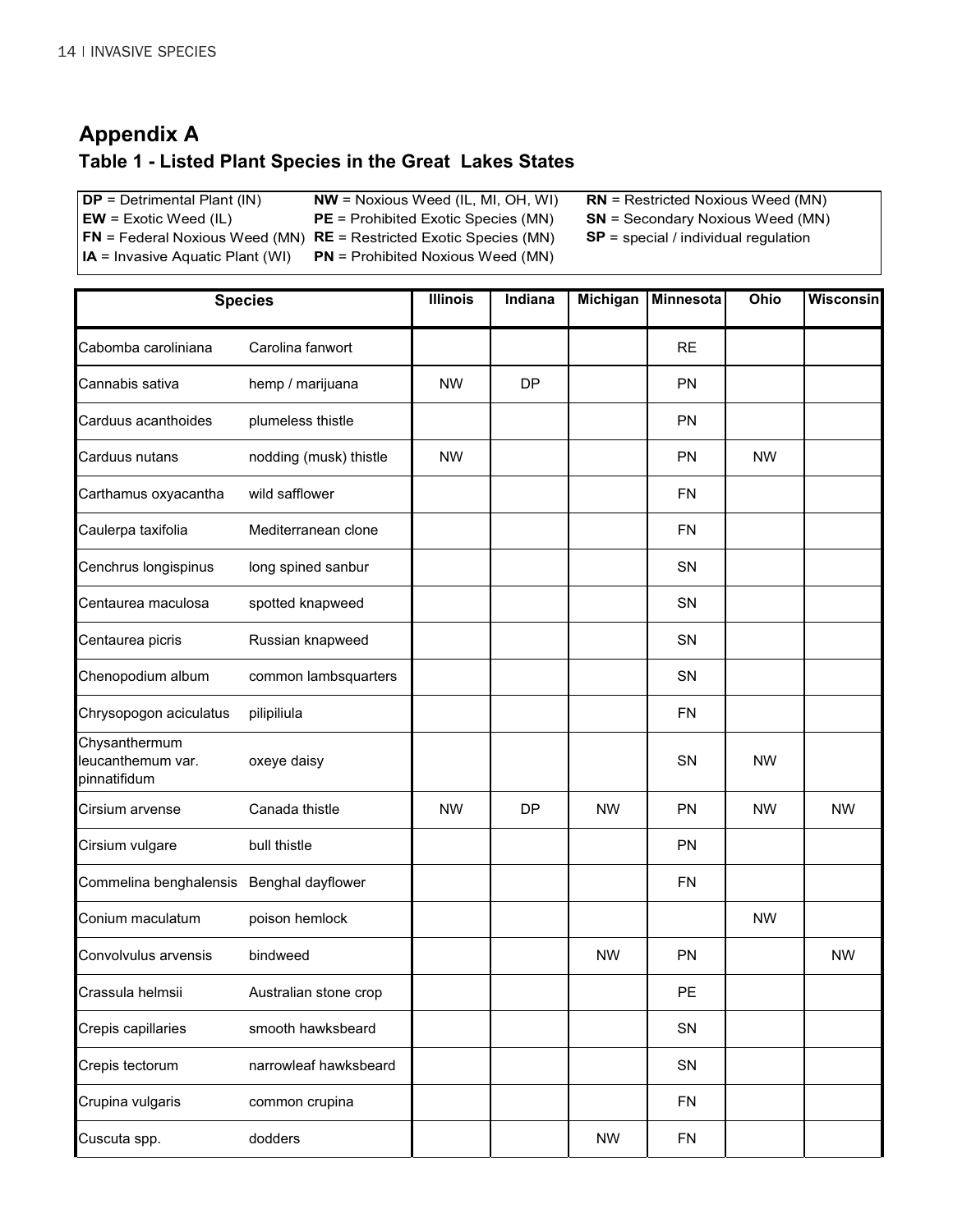## Appendix A

### Table 1 - Listed Plant Species in the Great Lakes States

**DP** = Detrimental Plant (IN)
**EW** = Exotic Weed (IL)
**FN** = Federal Noxious Weed (MN)
**IA** = Invasive Aquatic Plant (WI)
**NW** = Noxious Weed (IL, MI, OH, WI)
**PE** = Prohibited Exotic Species (MN)
**RE** = Restricted Exotic Species (MN)
**PN** = Prohibited Noxious Weed (MN)
**RN** = Restricted Noxious Weed (MN)
**SN** = Secondary Noxious Weed (MN)
**SP** = special / individual regulation

| Species | | Illinois | Indiana | Michigan | Minnesota | Ohio | Wisconsin |
|---|---|---|---|---|---|---|---|
| Cabomba caroliniana | Carolina fanwort | | | | RE | | |
| Cannabis sativa | hemp / marijuana | NW | DP | | PN | | |
| Carduus acanthoides | plumeless thistle | | | | PN | | |
| Carduus nutans | nodding (musk) thistle | NW | | | PN | NW | |
| Carthamus oxyacantha | wild safflower | | | | FN | | |
| Caulerpa taxifolia | Mediterranean clone | | | | FN | | |
| Cenchrus longispinus | long spined sanbur | | | | SN | | |
| Centaurea maculosa | spotted knapweed | | | | SN | | |
| Centaurea picris | Russian knapweed | | | | SN | | |
| Chenopodium album | common lambsquarters | | | | SN | | |
| Chrysopogon aciculatus | pilipiliula | | | | FN | | |
| Chysanthermum leucanthemum var. pinnatifidum | oxeye daisy | | | | SN | NW | |
| Cirsium arvense | Canada thistle | NW | DP | NW | PN | NW | NW |
| Cirsium vulgare | bull thistle | | | | PN | | |
| Commelina benghalensis | Benghal dayflower | | | | FN | | |
| Conium maculatum | poison hemlock | | | | | NW | |
| Convolvulus arvensis | bindweed | | | NW | PN | | NW |
| Crassula helmsii | Australian stone crop | | | | PE | | |
| Crepis capillaries | smooth hawksbeard | | | | SN | | |
| Crepis tectorum | narrowleaf hawksbeard | | | | SN | | |
| Crupina vulgaris | common crupina | | | | FN | | |
| Cuscuta spp. | dodders | | | NW | FN | | |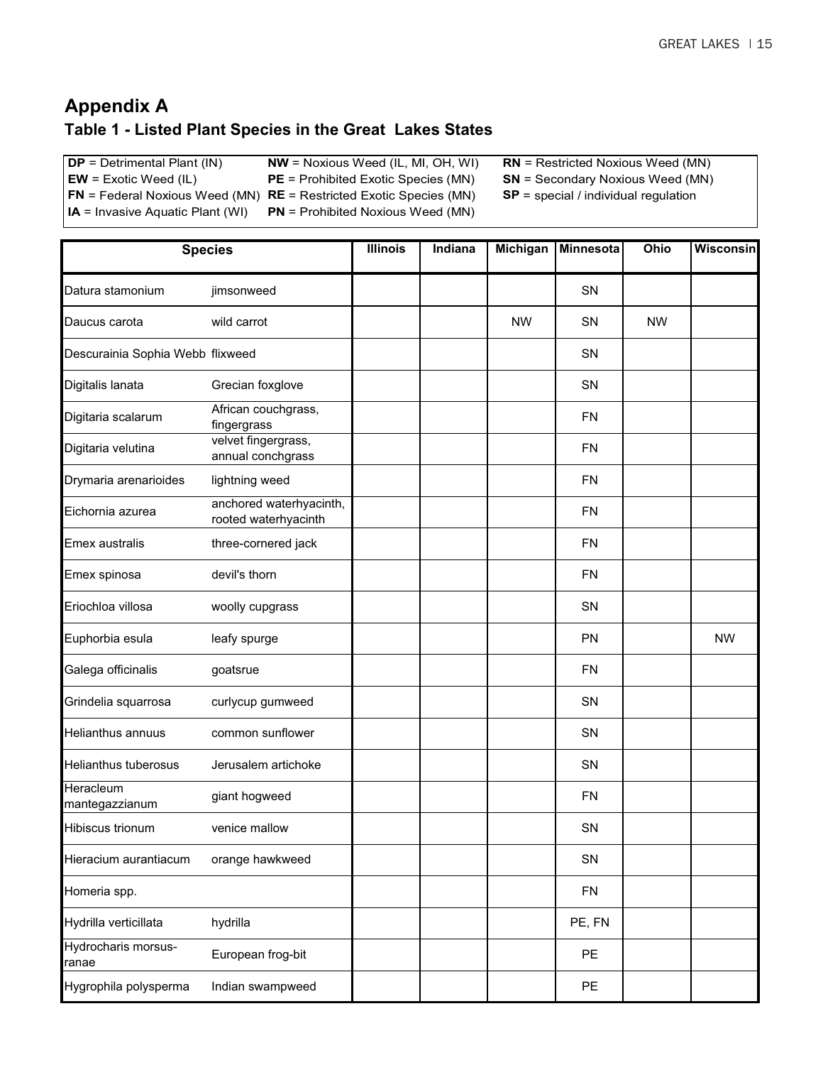## Appendix A

### Table 1 - Listed Plant Species in the Great Lakes States

| | | |
|---|---|---|
| **DP** = Detrimental Plant (IN) | **NW** = Noxious Weed (IL, MI, OH, WI) | **RN** = Restricted Noxious Weed (MN) |
| **EW** = Exotic Weed (IL) | **PE** = Prohibited Exotic Species (MN) | **SN** = Secondary Noxious Weed (MN) |
| **FN** = Federal Noxious Weed (MN) | **RE** = Restricted Exotic Species (MN) | **SP** = special / individual regulation |
| **IA** = Invasive Aquatic Plant (WI) | **PN** = Prohibited Noxious Weed (MN) | |

| Species | | Illinois | Indiana | Michigan | Minnesota | Ohio | Wisconsin |
|---|---|---|---|---|---|---|---|
| Datura stamonium | jimsonweed | | | | SN | | |
| Daucus carota | wild carrot | | | NW | SN | NW | |
| Descurainia Sophia Webb | flixweed | | | | SN | | |
| Digitalis lanata | Grecian foxglove | | | | SN | | |
| Digitaria scalarum | African couchgrass, fingergrass | | | | FN | | |
| Digitaria velutina | velvet fingergrass, annual conchgrass | | | | FN | | |
| Drymaria arenarioides | lightning weed | | | | FN | | |
| Eichornia azurea | anchored waterhyacinth, rooted waterhyacinth | | | | FN | | |
| Emex australis | three-cornered jack | | | | FN | | |
| Emex spinosa | devil's thorn | | | | FN | | |
| Eriochloa villosa | woolly cupgrass | | | | SN | | |
| Euphorbia esula | leafy spurge | | | | PN | | NW |
| Galega officinalis | goatsrue | | | | FN | | |
| Grindelia squarrosa | curlycup gumweed | | | | SN | | |
| Helianthus annuus | common sunflower | | | | SN | | |
| Helianthus tuberosus | Jerusalem artichoke | | | | SN | | |
| Heracleum mantegazzianum | giant hogweed | | | | FN | | |
| Hibiscus trionum | venice mallow | | | | SN | | |
| Hieracium aurantiacum | orange hawkweed | | | | SN | | |
| Homeria spp. | | | | | FN | | |
| Hydrilla verticillata | hydrilla | | | | PE, FN | | |
| Hydrocharis morsus-ranae | European frog-bit | | | | PE | | |
| Hygrophila polysperma | Indian swampweed | | | | PE | | |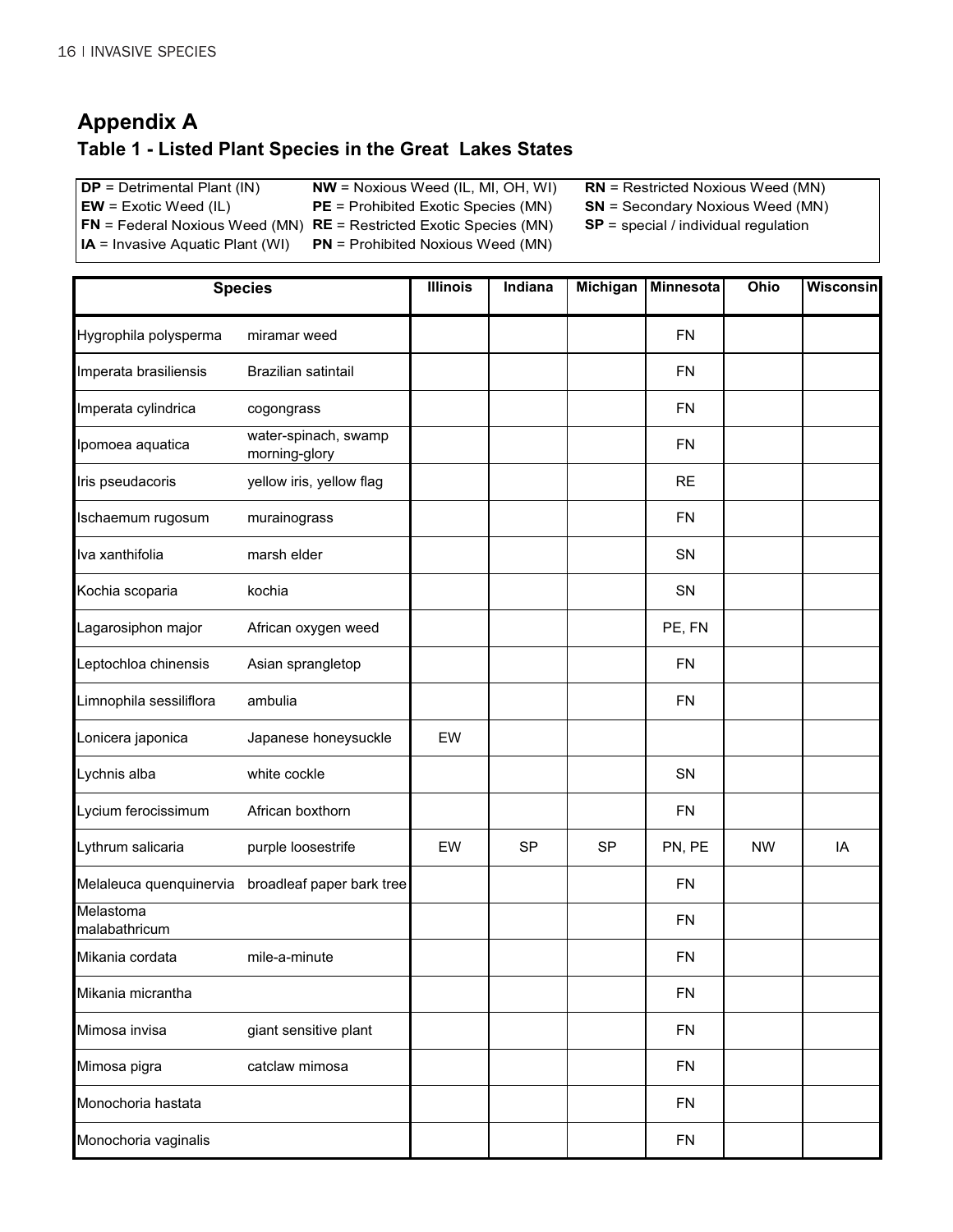## Appendix A

### Table 1 - Listed Plant Species in the Great Lakes States

| | | |
|---|---|---|
| **DP** = Detrimental Plant (IN) | **NW** = Noxious Weed (IL, MI, OH, WI) | **RN** = Restricted Noxious Weed (MN) |
| **EW** = Exotic Weed (IL) | **PE** = Prohibited Exotic Species (MN) | **SN** = Secondary Noxious Weed (MN) |
| **FN** = Federal Noxious Weed (MN) | **RE** = Restricted Exotic Species (MN) | **SP** = special / individual regulation |
| **IA** = Invasive Aquatic Plant (WI) | **PN** = Prohibited Noxious Weed (MN) | |

| Species | | Illinois | Indiana | Michigan | Minnesota | Ohio | Wisconsin |
|---|---|---|---|---|---|---|---|
| Hygrophila polysperma | miramar weed | | | | FN | | |
| Imperata brasiliensis | Brazilian satintail | | | | FN | | |
| Imperata cylindrica | cogongrass | | | | FN | | |
| Ipomoea aquatica | water-spinach, swamp morning-glory | | | | FN | | |
| Iris pseudacoris | yellow iris, yellow flag | | | | RE | | |
| Ischaemum rugosum | murainograss | | | | FN | | |
| Iva xanthifolia | marsh elder | | | | SN | | |
| Kochia scoparia | kochia | | | | SN | | |
| Lagarosiphon major | African oxygen weed | | | | PE, FN | | |
| Leptochloa chinensis | Asian sprangletop | | | | FN | | |
| Limnophila sessiliflora | ambulia | | | | FN | | |
| Lonicera japonica | Japanese honeysuckle | EW | | | | | |
| Lychnis alba | white cockle | | | | SN | | |
| Lycium ferocissimum | African boxthorn | | | | FN | | |
| Lythrum salicaria | purple loosestrife | EW | SP | SP | PN, PE | NW | IA |
| Melaleuca quenquinervia | broadleaf paper bark tree | | | | FN | | |
| Melastoma malabathricum | | | | | FN | | |
| Mikania cordata | mile-a-minute | | | | FN | | |
| Mikania micrantha | | | | | FN | | |
| Mimosa invisa | giant sensitive plant | | | | FN | | |
| Mimosa pigra | catclaw mimosa | | | | FN | | |
| Monochoria hastata | | | | | FN | | |
| Monochoria vaginalis | | | | | FN | | |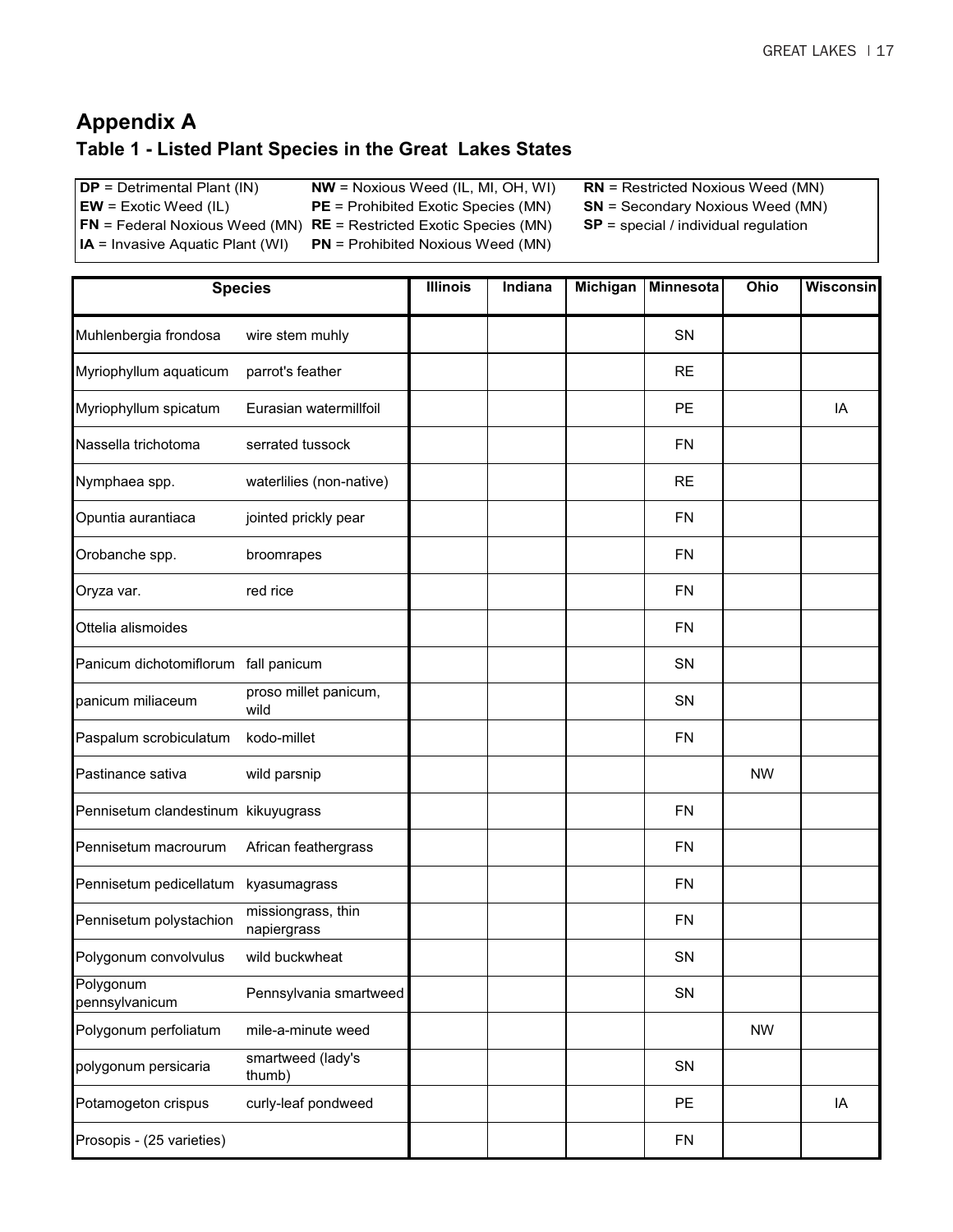## Appendix A

### Table 1 - Listed Plant Species in the Great Lakes States

**DP** = Detrimental Plant (IN)
**EW** = Exotic Weed (IL)
**FN** = Federal Noxious Weed (MN)
**IA** = Invasive Aquatic Plant (WI)
**NW** = Noxious Weed (IL, MI, OH, WI)
**PE** = Prohibited Exotic Species (MN)
**RE** = Restricted Exotic Species (MN)
**PN** = Prohibited Noxious Weed (MN)
**RN** = Restricted Noxious Weed (MN)
**SN** = Secondary Noxious Weed (MN)
**SP** = special / individual regulation

| Species | | Illinois | Indiana | Michigan | Minnesota | Ohio | Wisconsin |
|---|---|---|---|---|---|---|---|
| Muhlenbergia frondosa | wire stem muhly | | | | SN | | |
| Myriophyllum aquaticum | parrot's feather | | | | RE | | |
| Myriophyllum spicatum | Eurasian watermillfoil | | | | PE | | IA |
| Nassella trichotoma | serrated tussock | | | | FN | | |
| Nymphaea spp. | waterlilies (non-native) | | | | RE | | |
| Opuntia aurantiaca | jointed prickly pear | | | | FN | | |
| Orobanche spp. | broomrapes | | | | FN | | |
| Oryza var. | red rice | | | | FN | | |
| Ottelia alismoides | | | | | FN | | |
| Panicum dichotomiflorum | fall panicum | | | | SN | | |
| panicum miliaceum | proso millet panicum, wild | | | | SN | | |
| Paspalum scrobiculatum | kodo-millet | | | | FN | | |
| Pastinance sativa | wild parsnip | | | | | NW | |
| Pennisetum clandestinum | kikuyugrass | | | | FN | | |
| Pennisetum macrourum | African feathergrass | | | | FN | | |
| Pennisetum pedicellatum | kyasumagrass | | | | FN | | |
| Pennisetum polystachion | missiongrass, thin napiergrass | | | | FN | | |
| Polygonum convolvulus | wild buckwheat | | | | SN | | |
| Polygonum pennsylvanicum | Pennsylvania smartweed | | | | SN | | |
| Polygonum perfoliatum | mile-a-minute weed | | | | | NW | |
| polygonum persicaria | smartweed (lady's thumb) | | | | SN | | |
| Potamogeton crispus | curly-leaf pondweed | | | | PE | | IA |
| Prosopis - (25 varieties) | | | | | FN | | |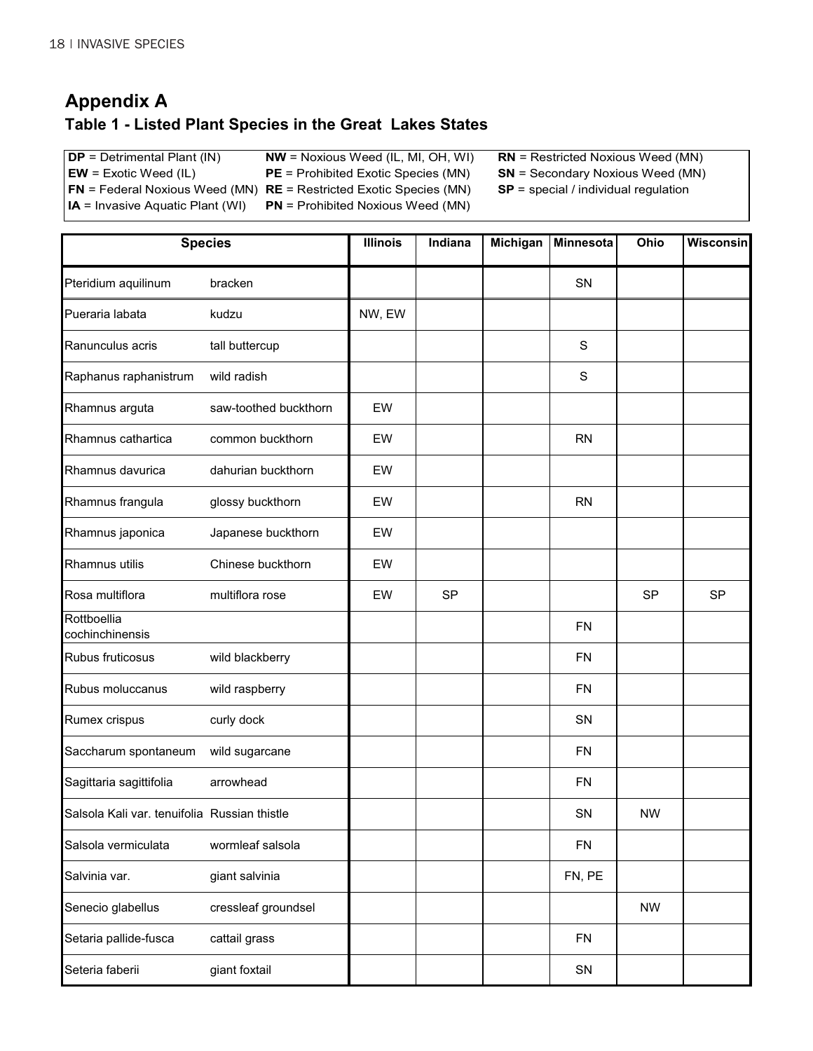# Appendix A

## Table 1 - Listed Plant Species in the Great Lakes States

| | | |
|---|---|---|
| **DP** = Detrimental Plant (IN) | **NW** = Noxious Weed (IL, MI, OH, WI) | **RN** = Restricted Noxious Weed (MN) |
| **EW** = Exotic Weed (IL) | **PE** = Prohibited Exotic Species (MN) | **SN** = Secondary Noxious Weed (MN) |
| **FN** = Federal Noxious Weed (MN) | **RE** = Restricted Exotic Species (MN) | **SP** = special / individual regulation |
| **IA** = Invasive Aquatic Plant (WI) | **PN** = Prohibited Noxious Weed (MN) | |

| Species | | Illinois | Indiana | Michigan | Minnesota | Ohio | Wisconsin |
|---|---|---|---|---|---|---|---|
| Pteridium aquilinum | bracken | | | | SN | | |
| Pueraria labata | kudzu | NW, EW | | | | | |
| Ranunculus acris | tall buttercup | | | | S | | |
| Raphanus raphanistrum | wild radish | | | | S | | |
| Rhamnus arguta | saw-toothed buckthorn | EW | | | | | |
| Rhamnus cathartica | common buckthorn | EW | | | RN | | |
| Rhamnus davurica | dahurian buckthorn | EW | | | | | |
| Rhamnus frangula | glossy buckthorn | EW | | | RN | | |
| Rhamnus japonica | Japanese buckthorn | EW | | | | | |
| Rhamnus utilis | Chinese buckthorn | EW | | | | | |
| Rosa multiflora | multiflora rose | EW | SP | | | SP | SP |
| Rottboellia cochinchinensis | | | | | FN | | |
| Rubus fruticosus | wild blackberry | | | | FN | | |
| Rubus moluccanus | wild raspberry | | | | FN | | |
| Rumex crispus | curly dock | | | | SN | | |
| Saccharum spontaneum | wild sugarcane | | | | FN | | |
| Sagittaria sagittifolia | arrowhead | | | | FN | | |
| Salsola Kali var. tenuifolia | Russian thistle | | | | SN | NW | |
| Salsola vermiculata | wormleaf salsola | | | | FN | | |
| Salvinia var. | giant salvinia | | | | FN, PE | | |
| Senecio glabellus | cressleaf groundsel | | | | | NW | |
| Setaria pallide-fusca | cattail grass | | | | FN | | |
| Seteria faberii | giant foxtail | | | | SN | | |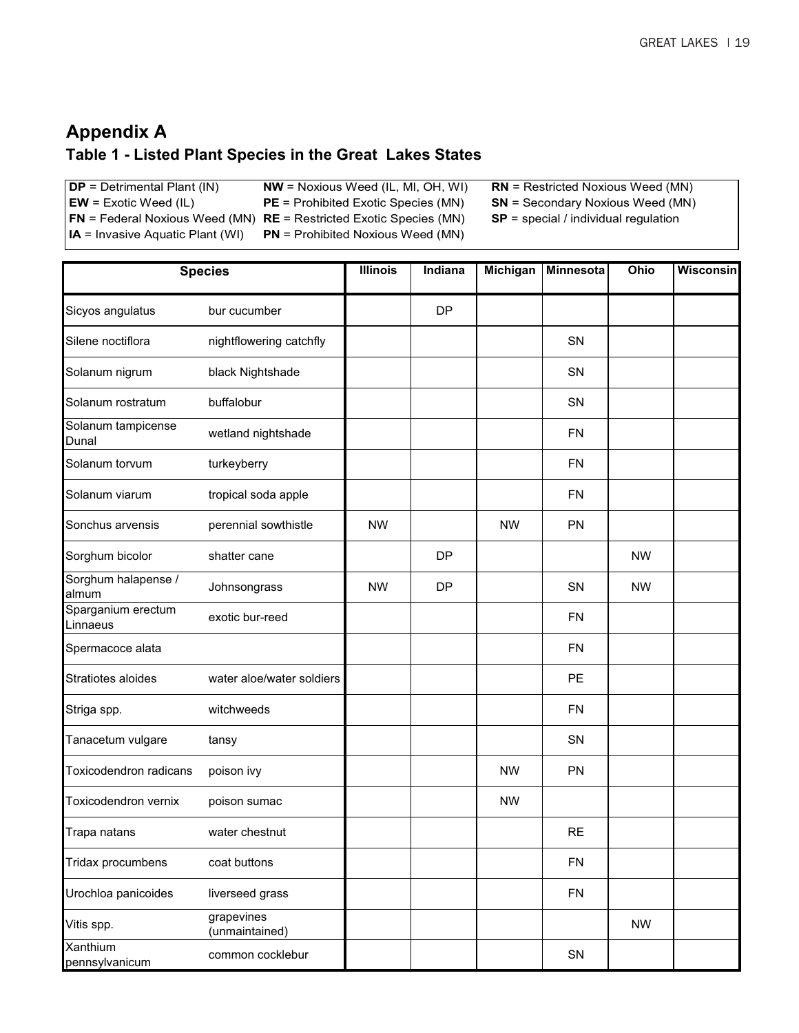# Appendix A

## Table 1 - Listed Plant Species in the Great Lakes States

| | | |
|---|---|---|
| **DP** = Detrimental Plant (IN) | **NW** = Noxious Weed (IL, MI, OH, WI) | **RN** = Restricted Noxious Weed (MN) |
| **EW** = Exotic Weed (IL) | **PE** = Prohibited Exotic Species (MN) | **SN** = Secondary Noxious Weed (MN) |
| **FN** = Federal Noxious Weed (MN) | **RE** = Restricted Exotic Species (MN) | **SP** = special / individual regulation |
| **IA** = Invasive Aquatic Plant (WI) | **PN** = Prohibited Noxious Weed (MN) | |

| Species | | Illinois | Indiana | Michigan | Minnesota | Ohio | Wisconsin |
|---|---|---|---|---|---|---|---|
| Sicyos angulatus | bur cucumber | | DP | | | | |
| Silene noctiflora | nightflowering catchfly | | | | SN | | |
| Solanum nigrum | black Nightshade | | | | SN | | |
| Solanum rostratum | buffalobur | | | | SN | | |
| Solanum tampicense Dunal | wetland nightshade | | | | FN | | |
| Solanum torvum | turkeyberry | | | | FN | | |
| Solanum viarum | tropical soda apple | | | | FN | | |
| Sonchus arvensis | perennial sowthistle | NW | | NW | PN | | |
| Sorghum bicolor | shatter cane | | DP | | | NW | |
| Sorghum halapense / almum | Johnsongrass | NW | DP | | SN | NW | |
| Sparganium erectum Linnaeus | exotic bur-reed | | | | FN | | |
| Spermacoce alata | | | | | FN | | |
| Stratiotes aloides | water aloe/water soldiers | | | | PE | | |
| Striga spp. | witchweeds | | | | FN | | |
| Tanacetum vulgare | tansy | | | | SN | | |
| Toxicodendron radicans | poison ivy | | | NW | PN | | |
| Toxicodendron vernix | poison sumac | | | NW | | | |
| Trapa natans | water chestnut | | | | RE | | |
| Tridax procumbens | coat buttons | | | | FN | | |
| Urochloa panicoides | liverseed grass | | | | FN | | |
| Vitis spp. | grapevines (unmaintained) | | | | | NW | |
| Xanthium pennsylvanicum | common cocklebur | | | | SN | | |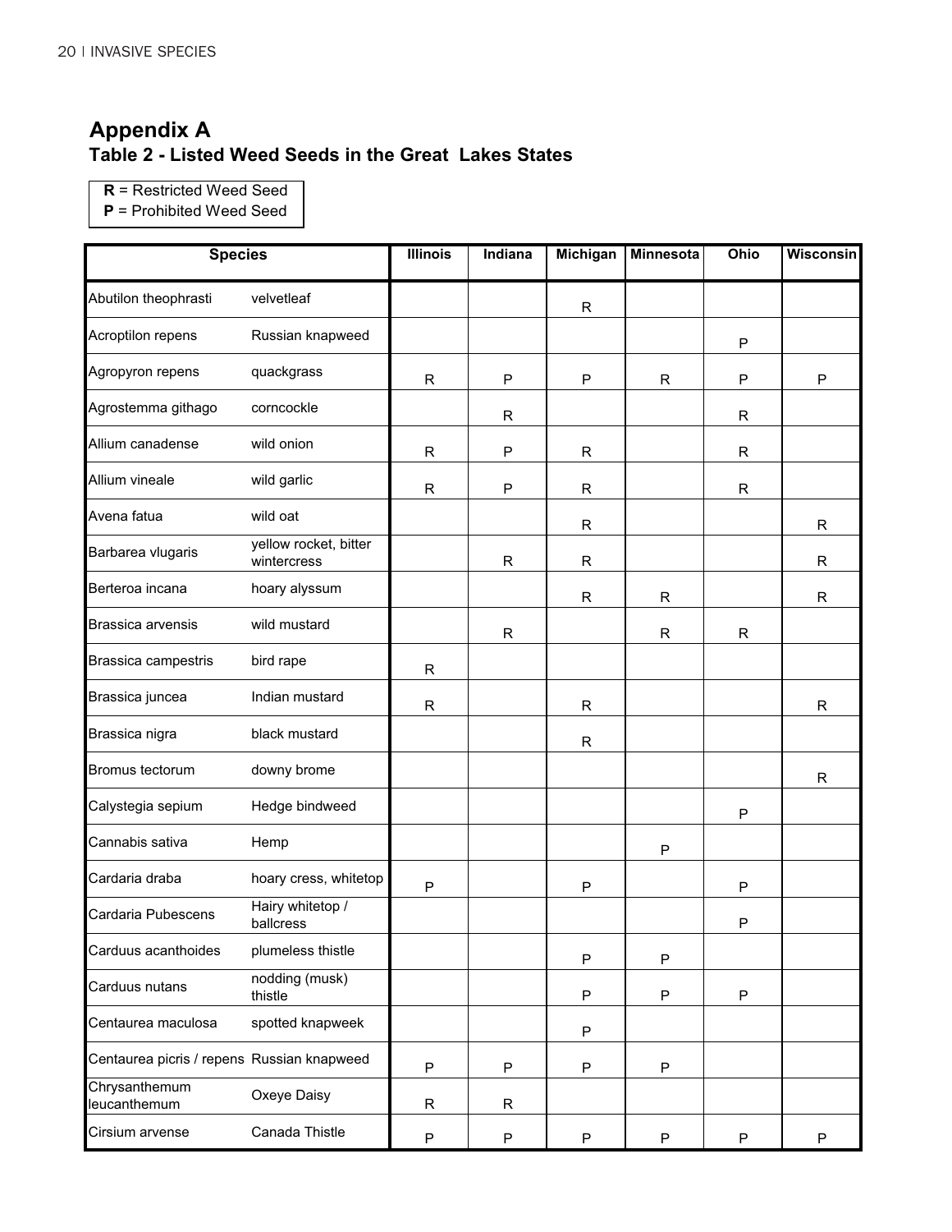## Appendix A

### Table 2 - Listed Weed Seeds in the Great Lakes States

**R** = Restricted Weed Seed
**P** = Prohibited Weed Seed

| Species | | Illinois | Indiana | Michigan | Minnesota | Ohio | Wisconsin |
|---|---|---|---|---|---|---|---|
| Abutilon theophrasti | velvetleaf | | | R | | | |
| Acroptilon repens | Russian knapweed | | | | | P | |
| Agropyron repens | quackgrass | R | P | P | R | P | P |
| Agrostemma githago | corncockle | | R | | | R | |
| Allium canadense | wild onion | R | P | R | | R | |
| Allium vineale | wild garlic | R | P | R | | R | |
| Avena fatua | wild oat | | | R | | | R |
| Barbarea vlugaris | yellow rocket, bitter wintercress | | R | R | | | R |
| Berteroa incana | hoary alyssum | | | R | R | | R |
| Brassica arvensis | wild mustard | | R | | R | R | |
| Brassica campestris | bird rape | R | | | | | |
| Brassica juncea | Indian mustard | R | | R | | | R |
| Brassica nigra | black mustard | | | R | | | |
| Bromus tectorum | downy brome | | | | | | R |
| Calystegia sepium | Hedge bindweed | | | | | P | |
| Cannabis sativa | Hemp | | | | P | | |
| Cardaria draba | hoary cress, whitetop | P | | P | | P | |
| Cardaria Pubescens | Hairy whitetop / ballcress | | | | | P | |
| Carduus acanthoides | plumeless thistle | | | P | P | | |
| Carduus nutans | nodding (musk) thistle | | | P | P | P | |
| Centaurea maculosa | spotted knapweek | | | P | | | |
| Centaurea picris / repens | Russian knapweed | P | P | P | P | | |
| Chrysanthemum leucanthemum | Oxeye Daisy | R | R | | | | |
| Cirsium arvense | Canada Thistle | P | P | P | P | P | P |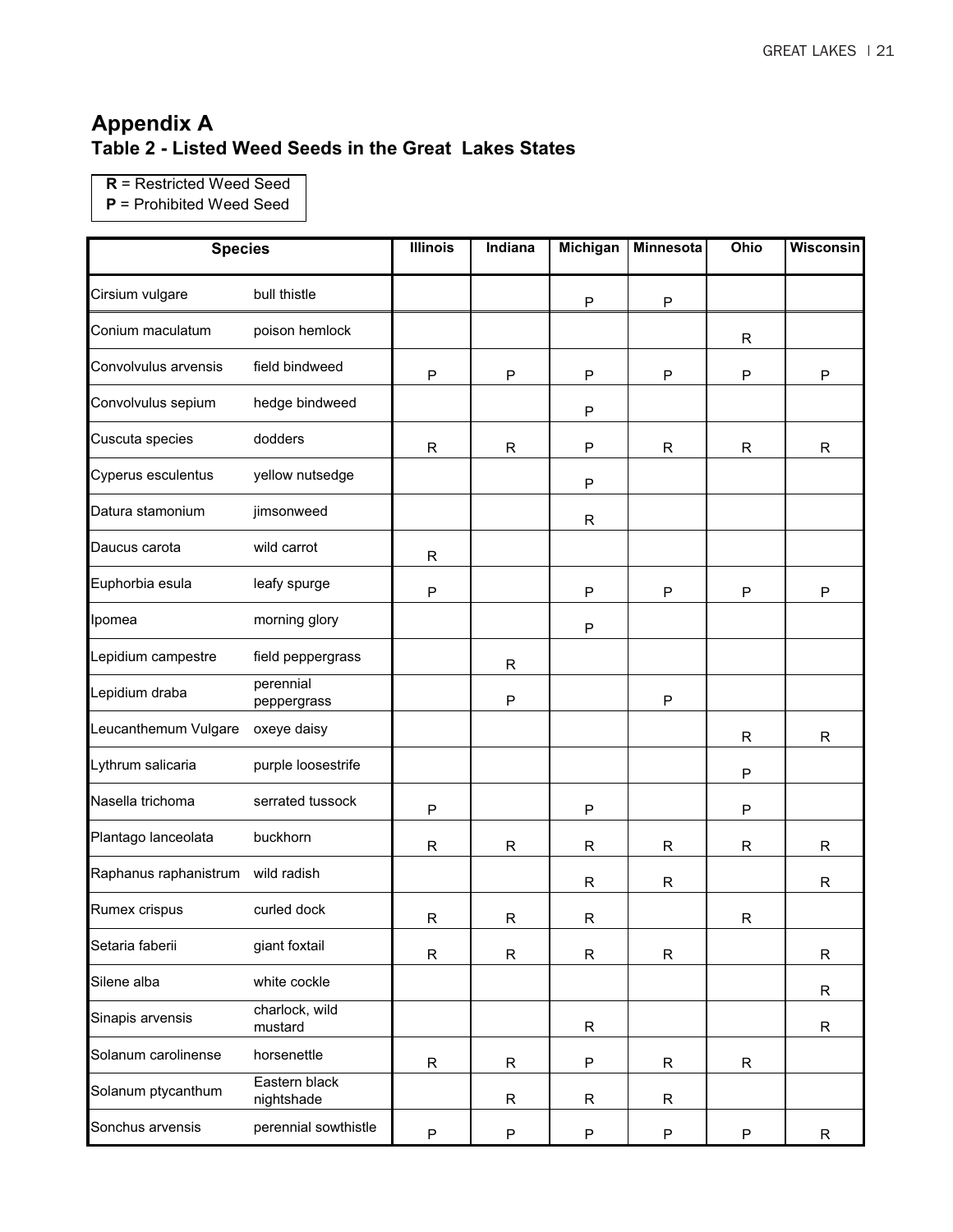# Appendix A

## Table 2 - Listed Weed Seeds in the Great Lakes States

**R** = Restricted Weed Seed
**P** = Prohibited Weed Seed

| Species | | Illinois | Indiana | Michigan | Minnesota | Ohio | Wisconsin |
|---|---|---|---|---|---|---|---|
| Cirsium vulgare | bull thistle | | | P | P | | |
| Conium maculatum | poison hemlock | | | | | R | |
| Convolvulus arvensis | field bindweed | P | P | P | P | P | P |
| Convolvulus sepium | hedge bindweed | | | P | | | |
| Cuscuta species | dodders | R | R | P | R | R | R |
| Cyperus esculentus | yellow nutsedge | | | P | | | |
| Datura stamonium | jimsonweed | | | R | | | |
| Daucus carota | wild carrot | R | | | | | |
| Euphorbia esula | leafy spurge | P | | P | P | P | P |
| Ipomea | morning glory | | | P | | | |
| Lepidium campestre | field peppergrass | | R | | | | |
| Lepidium draba | perennial peppergrass | | P | | P | | |
| Leucanthemum Vulgare | oxeye daisy | | | | | R | R |
| Lythrum salicaria | purple loosestrife | | | | | P | |
| Nasella trichoma | serrated tussock | P | | P | | P | |
| Plantago lanceolata | buckhorn | R | R | R | R | R | R |
| Raphanus raphanistrum | wild radish | | | R | R | | R |
| Rumex crispus | curled dock | R | R | R | | R | |
| Setaria faberii | giant foxtail | R | R | R | R | | R |
| Silene alba | white cockle | | | | | | R |
| Sinapis arvensis | charlock, wild mustard | | | R | | | R |
| Solanum carolinense | horsenettle | R | R | P | R | R | |
| Solanum ptycanthum | Eastern black nightshade | | R | R | R | | |
| Sonchus arvensis | perennial sowthistle | P | P | P | P | P | R |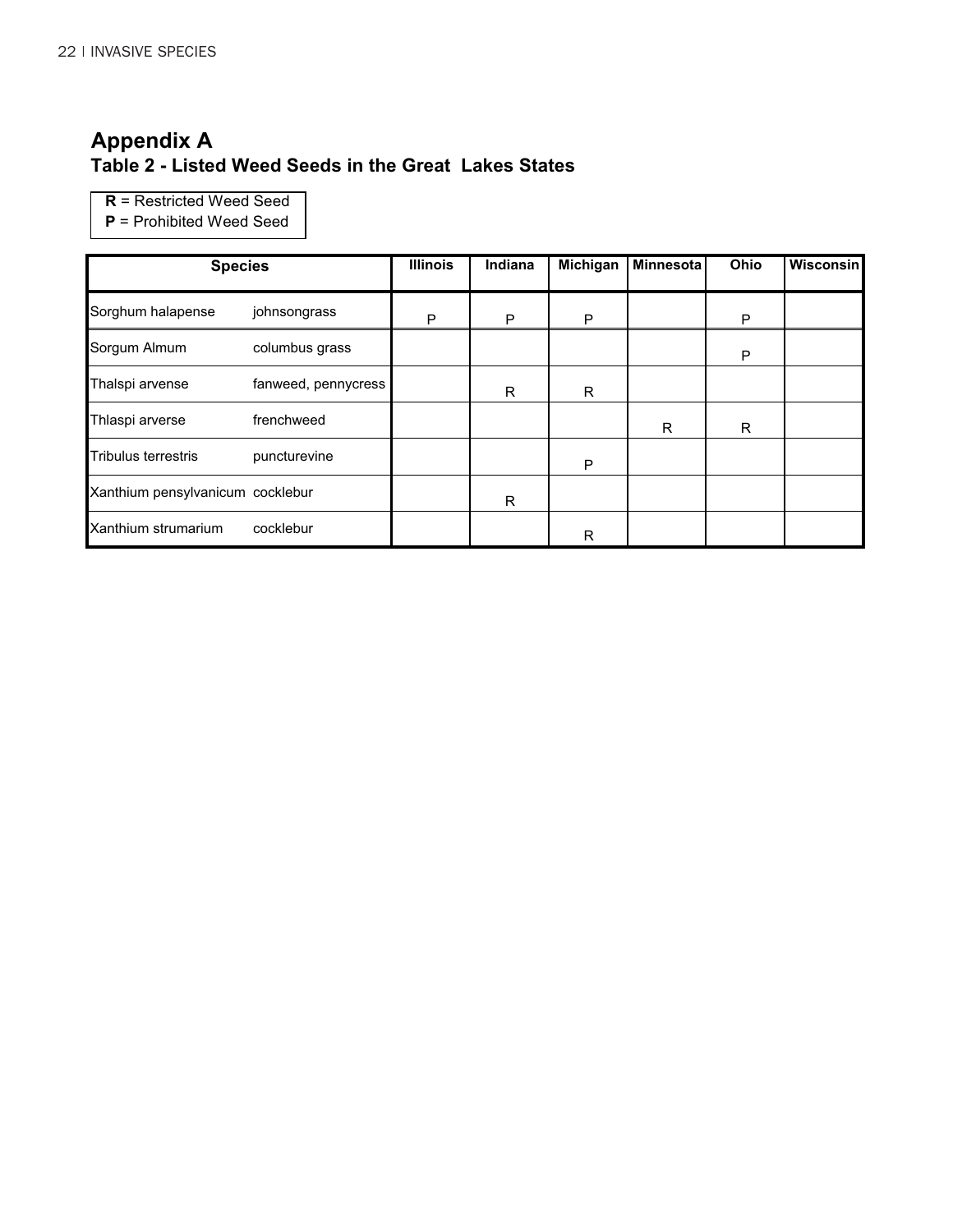## Appendix A

### Table 2 - Listed Weed Seeds in the Great Lakes States

**R** = Restricted Weed Seed
**P** = Prohibited Weed Seed

| Species | | Illinois | Indiana | Michigan | Minnesota | Ohio | Wisconsin |
|---|---|---|---|---|---|---|---|
| Sorghum halapense | johnsongrass | P | P | P | | P | |
| Sorgum Almum | columbus grass | | | | | P | |
| Thalspi arvense | fanweed, pennycress | | R | R | | | |
| Thlaspi arverse | frenchweed | | | | R | R | |
| Tribulus terrestris | puncturevine | | | P | | | |
| Xanthium pensylvanicum | cocklebur | | R | | | | |
| Xanthium strumarium | cocklebur | | | R | | | |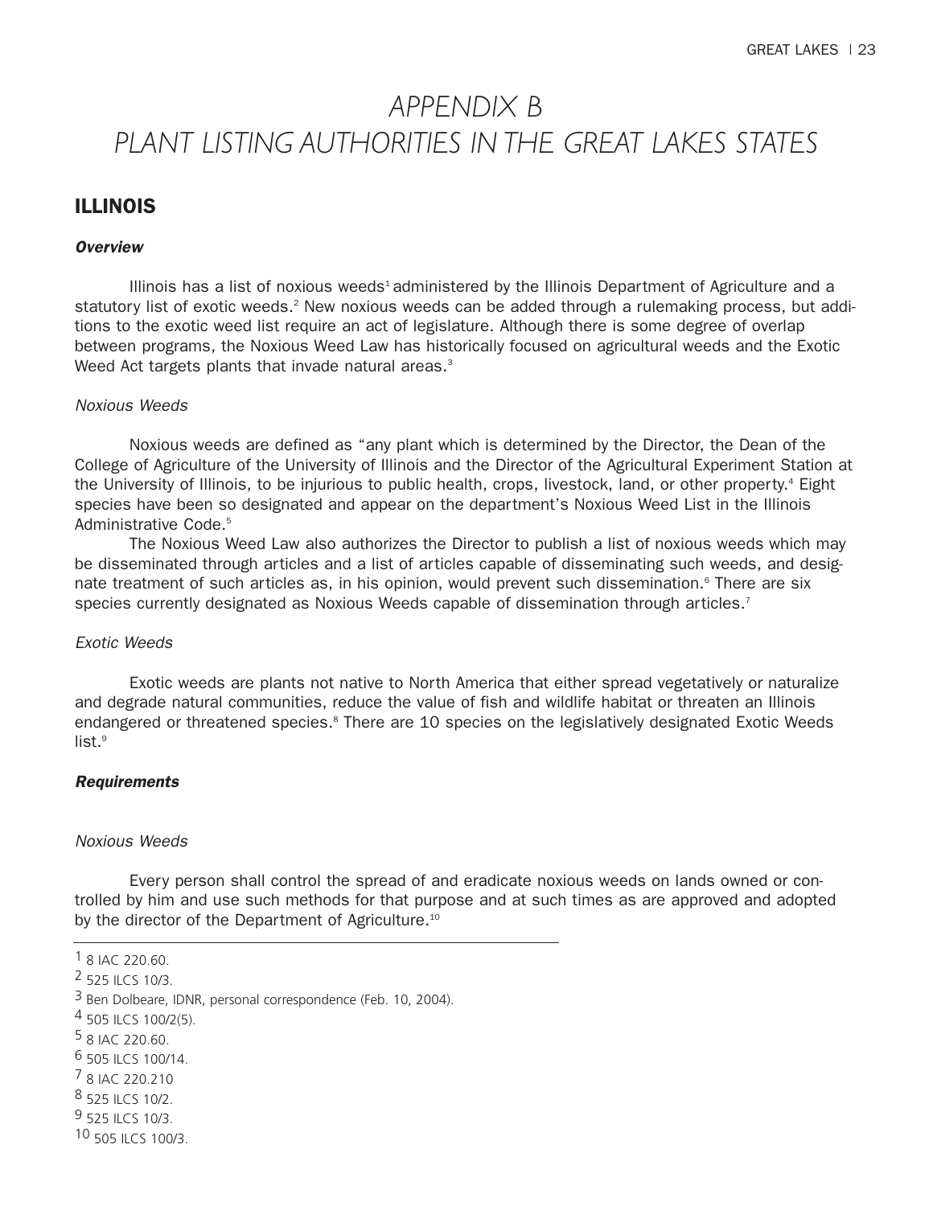# APPENDIX B
# PLANT LISTING AUTHORITIES IN THE GREAT LAKES STATES

## ILLINOIS

### *Overview*

Illinois has a list of noxious weeds[1] administered by the Illinois Department of Agriculture and a statutory list of exotic weeds.[2] New noxious weeds can be added through a rulemaking process, but additions to the exotic weed list require an act of legislature. Although there is some degree of overlap between programs, the Noxious Weed Law has historically focused on agricultural weeds and the Exotic Weed Act targets plants that invade natural areas.[3]

*Noxious Weeds*

Noxious weeds are defined as "any plant which is determined by the Director, the Dean of the College of Agriculture of the University of Illinois and the Director of the Agricultural Experiment Station at the University of Illinois, to be injurious to public health, crops, livestock, land, or other property.[4] Eight species have been so designated and appear on the department's Noxious Weed List in the Illinois Administrative Code.[5]

The Noxious Weed Law also authorizes the Director to publish a list of noxious weeds which may be disseminated through articles and a list of articles capable of disseminating such weeds, and designate treatment of such articles as, in his opinion, would prevent such dissemination.[6] There are six species currently designated as Noxious Weeds capable of dissemination through articles.[7]

*Exotic Weeds*

Exotic weeds are plants not native to North America that either spread vegetatively or naturalize and degrade natural communities, reduce the value of fish and wildlife habitat or threaten an Illinois endangered or threatened species.[8] There are 10 species on the legislatively designated Exotic Weeds list.[9]

### *Requirements*

*Noxious Weeds*

Every person shall control the spread of and eradicate noxious weeds on lands owned or controlled by him and use such methods for that purpose and at such times as are approved and adopted by the director of the Department of Agriculture.[10]

---

1 8 IAC 220.60.
2 525 ILCS 10/3.
3 Ben Dolbeare, IDNR, personal correspondence (Feb. 10, 2004).
4 505 ILCS 100/2(5).
5 8 IAC 220.60.
6 505 ILCS 100/14.
7 8 IAC 220.210
8 525 ILCS 10/2.
9 525 ILCS 10/3.
10 505 ILCS 100/3.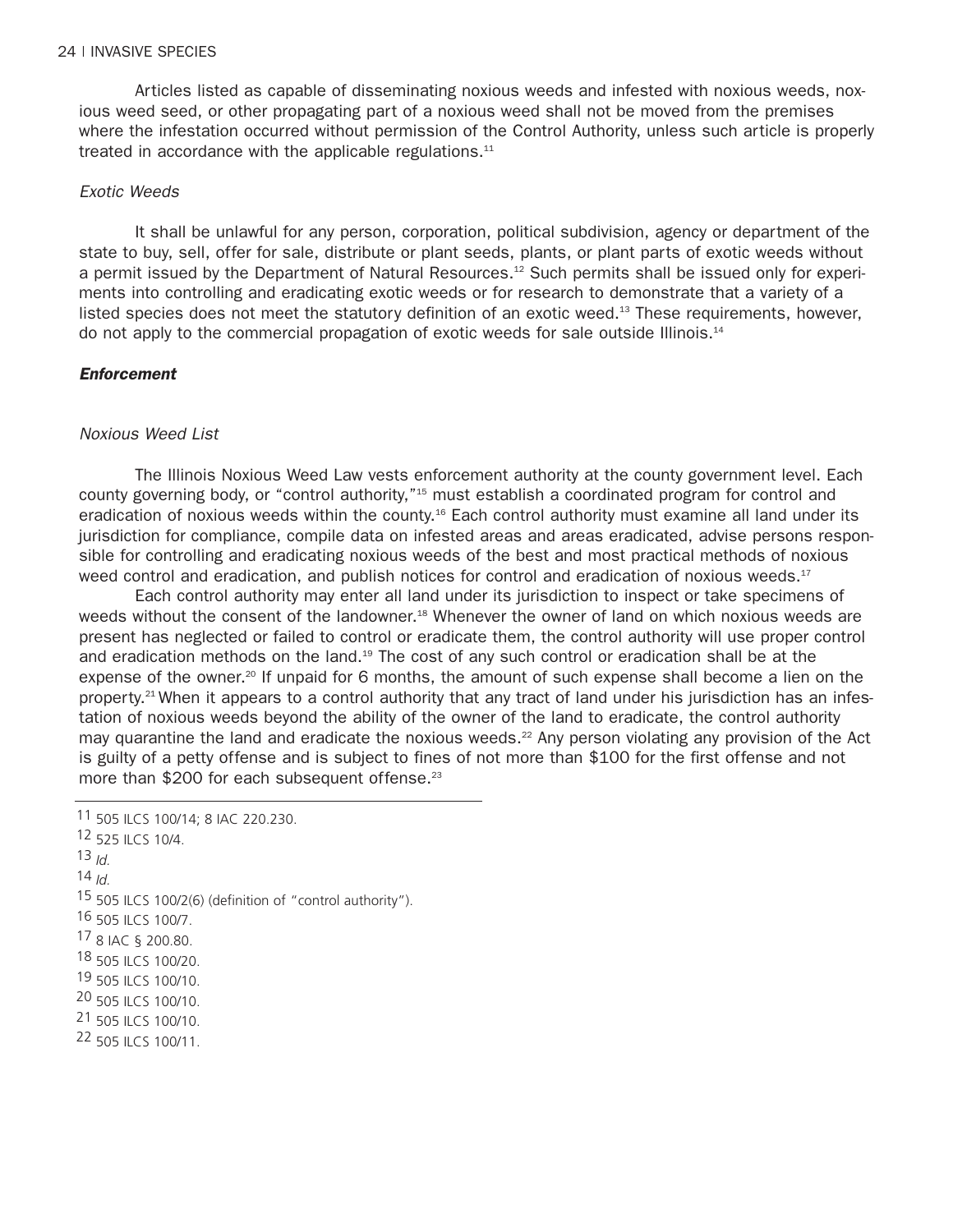Articles listed as capable of disseminating noxious weeds and infested with noxious weeds, noxious weed seed, or other propagating part of a noxious weed shall not be moved from the premises where the infestation occurred without permission of the Control Authority, unless such article is properly treated in accordance with the applicable regulations.[11]

*Exotic Weeds*

It shall be unlawful for any person, corporation, political subdivision, agency or department of the state to buy, sell, offer for sale, distribute or plant seeds, plants, or plant parts of exotic weeds without a permit issued by the Department of Natural Resources.[12] Such permits shall be issued only for experiments into controlling and eradicating exotic weeds or for research to demonstrate that a variety of a listed species does not meet the statutory definition of an exotic weed.[13] These requirements, however, do not apply to the commercial propagation of exotic weeds for sale outside Illinois.[14]

### ***Enforcement***

*Noxious Weed List*

The Illinois Noxious Weed Law vests enforcement authority at the county government level. Each county governing body, or "control authority,"[15] must establish a coordinated program for control and eradication of noxious weeds within the county.[16] Each control authority must examine all land under its jurisdiction for compliance, compile data on infested areas and areas eradicated, advise persons responsible for controlling and eradicating noxious weeds of the best and most practical methods of noxious weed control and eradication, and publish notices for control and eradication of noxious weeds.[17]

Each control authority may enter all land under its jurisdiction to inspect or take specimens of weeds without the consent of the landowner.[18] Whenever the owner of land on which noxious weeds are present has neglected or failed to control or eradicate them, the control authority will use proper control and eradication methods on the land.[19] The cost of any such control or eradication shall be at the expense of the owner.[20] If unpaid for 6 months, the amount of such expense shall become a lien on the property.[21] When it appears to a control authority that any tract of land under his jurisdiction has an infestation of noxious weeds beyond the ability of the owner of the land to eradicate, the control authority may quarantine the land and eradicate the noxious weeds.[22] Any person violating any provision of the Act is guilty of a petty offense and is subject to fines of not more than \$100 for the first offense and not more than \$200 for each subsequent offense.[23]

---

11 505 ILCS 100/14; 8 IAC 220.230.

12 525 ILCS 10/4.

13 *Id.*

14 *Id.*

15 505 ILCS 100/2(6) (definition of "control authority").

16 505 ILCS 100/7.

17 8 IAC § 200.80.

18 505 ILCS 100/20.

19 505 ILCS 100/10.

20 505 ILCS 100/10.

21 505 ILCS 100/10.

22 505 ILCS 100/11.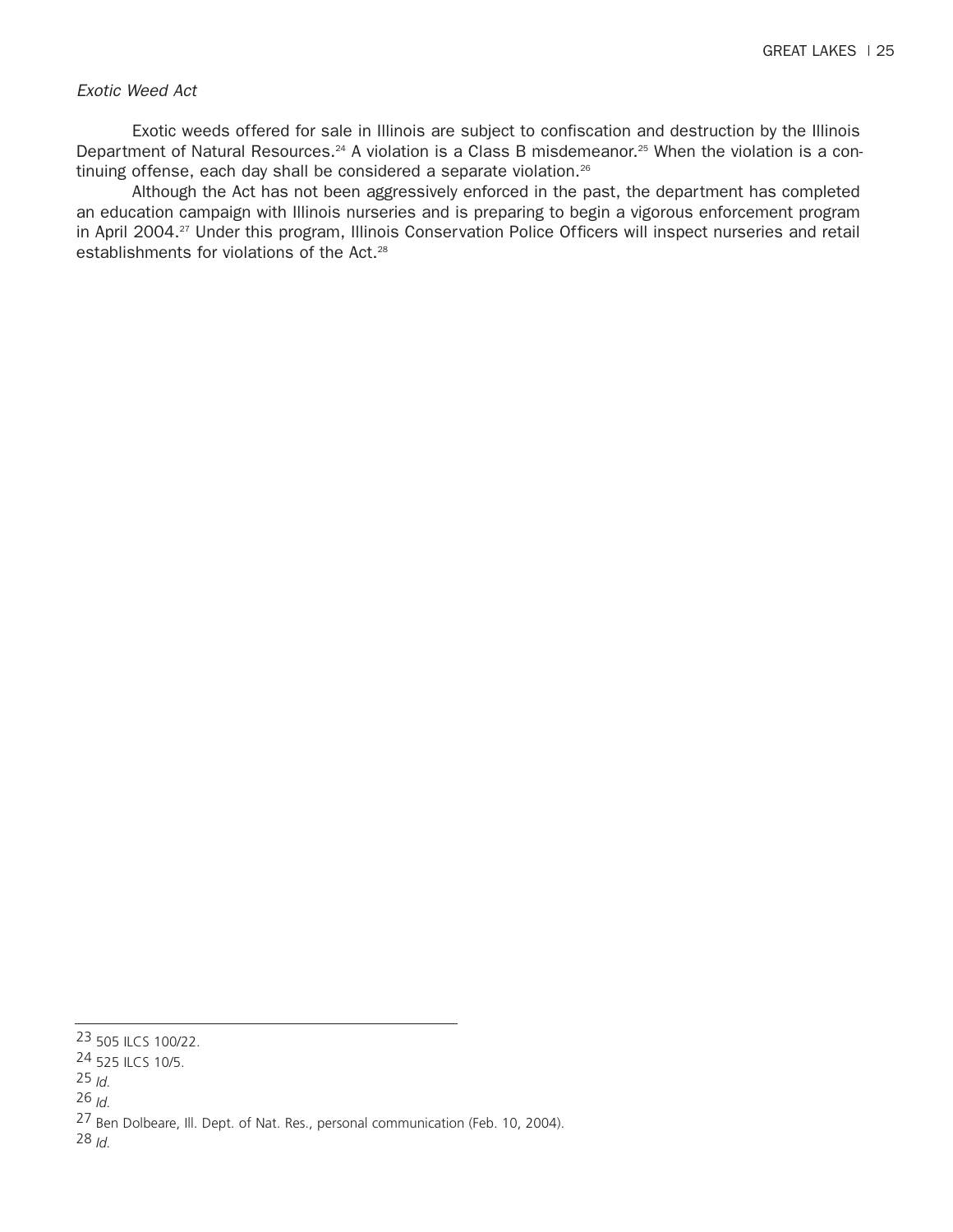*Exotic Weed Act*

Exotic weeds offered for sale in Illinois are subject to confiscation and destruction by the Illinois Department of Natural Resources.[24] A violation is a Class B misdemeanor.[25] When the violation is a continuing offense, each day shall be considered a separate violation.[26]

Although the Act has not been aggressively enforced in the past, the department has completed an education campaign with Illinois nurseries and is preparing to begin a vigorous enforcement program in April 2004.[27] Under this program, Illinois Conservation Police Officers will inspect nurseries and retail establishments for violations of the Act.[28]

---

23 505 ILCS 100/22.

24 525 ILCS 10/5.

25 *Id.*

26 *Id.*

27 Ben Dolbeare, Ill. Dept. of Nat. Res., personal communication (Feb. 10, 2004).

28 *Id.*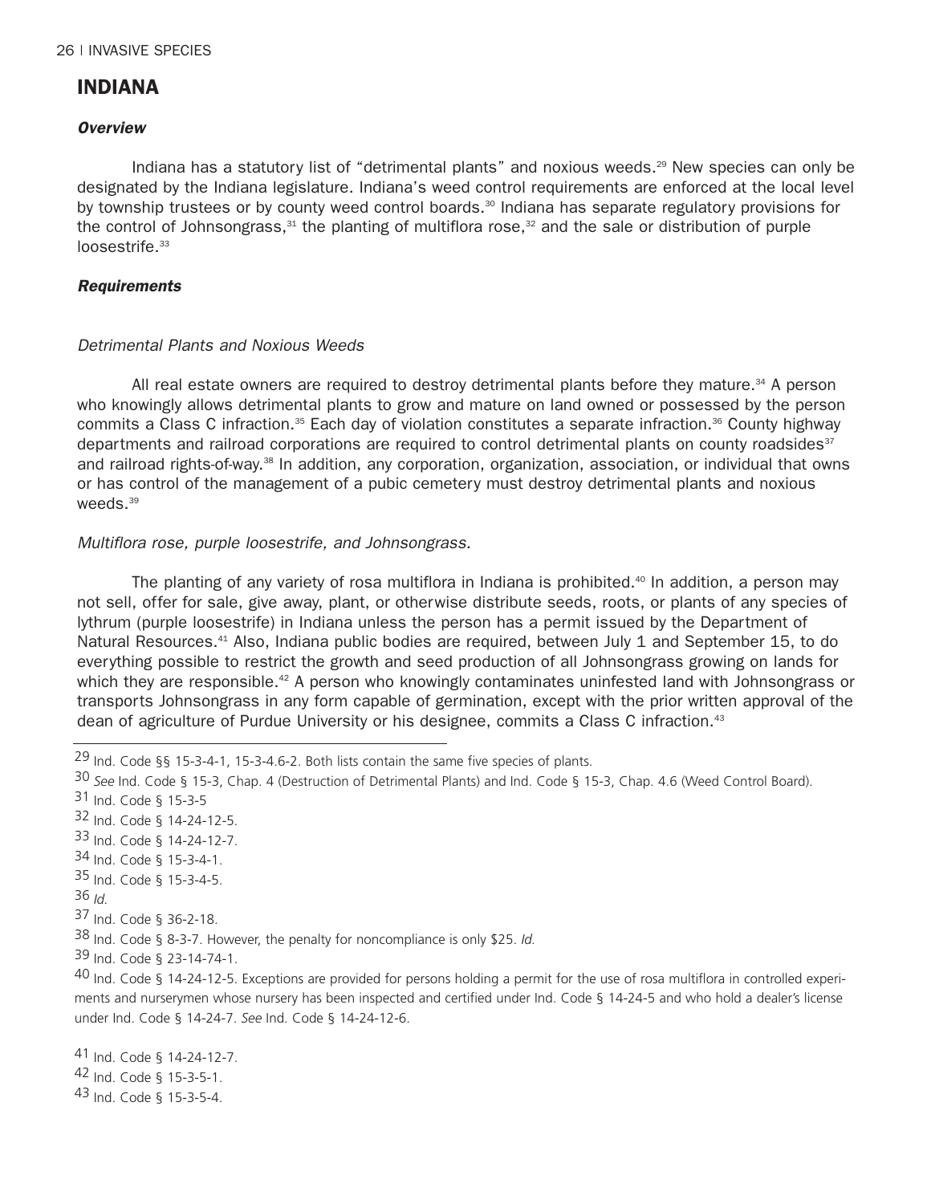# INDIANA

### *Overview*

Indiana has a statutory list of "detrimental plants" and noxious weeds.[29] New species can only be designated by the Indiana legislature. Indiana's weed control requirements are enforced at the local level by township trustees or by county weed control boards.[30] Indiana has separate regulatory provisions for the control of Johnsongrass,[31] the planting of multiflora rose,[32] and the sale or distribution of purple loosestrife.[33]

### *Requirements*

#### *Detrimental Plants and Noxious Weeds*

All real estate owners are required to destroy detrimental plants before they mature.[34] A person who knowingly allows detrimental plants to grow and mature on land owned or possessed by the person commits a Class C infraction.[35] Each day of violation constitutes a separate infraction.[36] County highway departments and railroad corporations are required to control detrimental plants on county roadsides[37] and railroad rights-of-way.[38] In addition, any corporation, organization, association, or individual that owns or has control of the management of a pubic cemetery must destroy detrimental plants and noxious weeds.[39]

#### *Multiflora rose, purple loosestrife, and Johnsongrass.*

The planting of any variety of rosa multiflora in Indiana is prohibited.[40] In addition, a person may not sell, offer for sale, give away, plant, or otherwise distribute seeds, roots, or plants of any species of lythrum (purple loosestrife) in Indiana unless the person has a permit issued by the Department of Natural Resources.[41] Also, Indiana public bodies are required, between July 1 and September 15, to do everything possible to restrict the growth and seed production of all Johnsongrass growing on lands for which they are responsible.[42] A person who knowingly contaminates uninfested land with Johnsongrass or transports Johnsongrass in any form capable of germination, except with the prior written approval of the dean of agriculture of Purdue University or his designee, commits a Class C infraction.[43]

---

29 Ind. Code §§ 15-3-4-1, 15-3-4.6-2. Both lists contain the same five species of plants.

30 *See* Ind. Code § 15-3, Chap. 4 (Destruction of Detrimental Plants) and Ind. Code § 15-3, Chap. 4.6 (Weed Control Board).

31 Ind. Code § 15-3-5

32 Ind. Code § 14-24-12-5.

33 Ind. Code § 14-24-12-7.

34 Ind. Code § 15-3-4-1.

35 Ind. Code § 15-3-4-5.

36 *Id.*

37 Ind. Code § 36-2-18.

38 Ind. Code § 8-3-7. However, the penalty for noncompliance is only $25. *Id.*

39 Ind. Code § 23-14-74-1.

40 Ind. Code § 14-24-12-5. Exceptions are provided for persons holding a permit for the use of rosa multiflora in controlled experiments and nurserymen whose nursery has been inspected and certified under Ind. Code § 14-24-5 and who hold a dealer's license under Ind. Code § 14-24-7. *See* Ind. Code § 14-24-12-6.

41 Ind. Code § 14-24-12-7.

42 Ind. Code § 15-3-5-1.

43 Ind. Code § 15-3-5-4.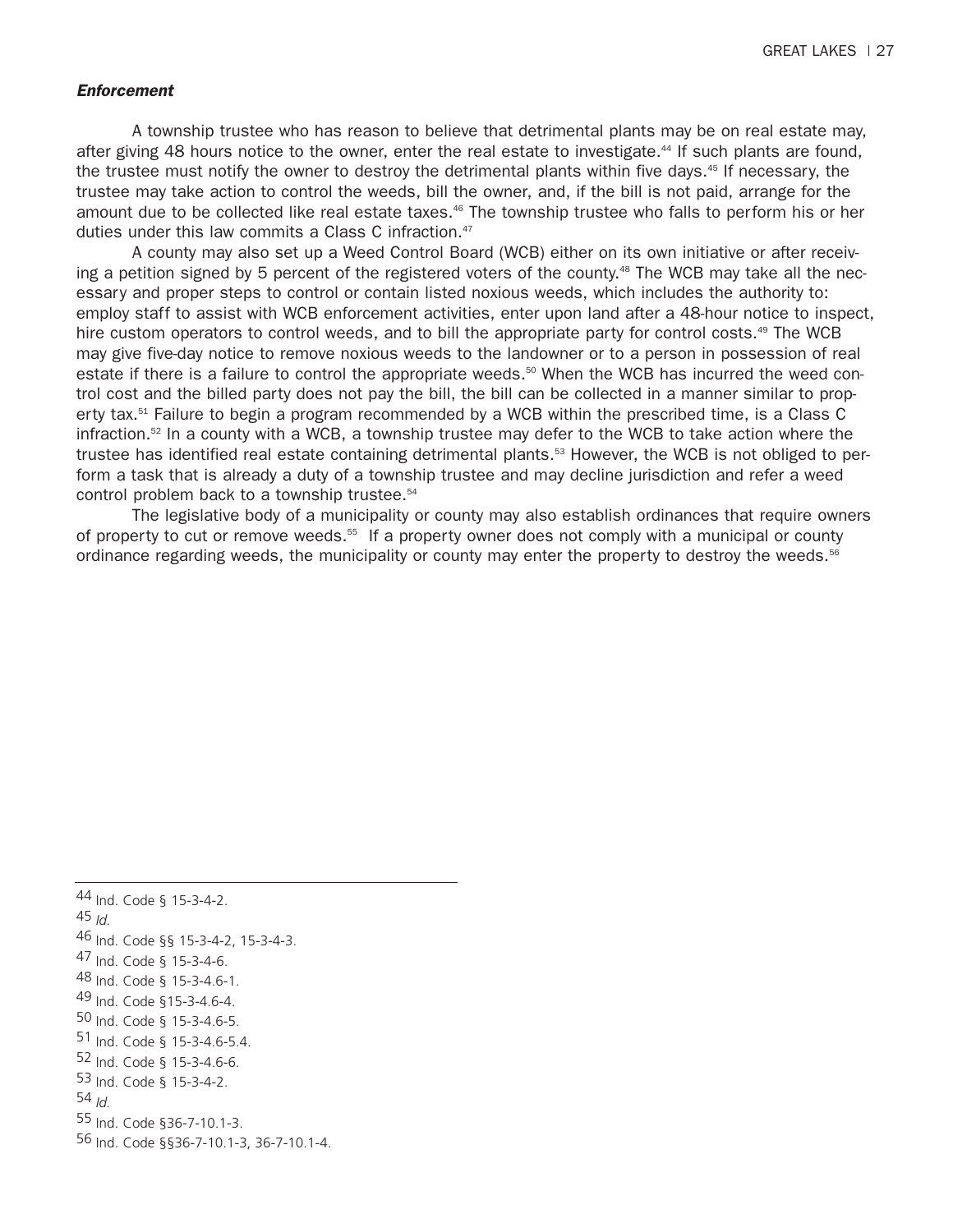***Enforcement***

A township trustee who has reason to believe that detrimental plants may be on real estate may, after giving 48 hours notice to the owner, enter the real estate to investigate.[44] If such plants are found, the trustee must notify the owner to destroy the detrimental plants within five days.[45] If necessary, the trustee may take action to control the weeds, bill the owner, and, if the bill is not paid, arrange for the amount due to be collected like real estate taxes.[46] The township trustee who falls to perform his or her duties under this law commits a Class C infraction.[47]

A county may also set up a Weed Control Board (WCB) either on its own initiative or after receiving a petition signed by 5 percent of the registered voters of the county.[48] The WCB may take all the necessary and proper steps to control or contain listed noxious weeds, which includes the authority to: employ staff to assist with WCB enforcement activities, enter upon land after a 48-hour notice to inspect, hire custom operators to control weeds, and to bill the appropriate party for control costs.[49] The WCB may give five-day notice to remove noxious weeds to the landowner or to a person in possession of real estate if there is a failure to control the appropriate weeds.[50] When the WCB has incurred the weed control cost and the billed party does not pay the bill, the bill can be collected in a manner similar to property tax.[51] Failure to begin a program recommended by a WCB within the prescribed time, is a Class C infraction.[52] In a county with a WCB, a township trustee may defer to the WCB to take action where the trustee has identified real estate containing detrimental plants.[53] However, the WCB is not obliged to perform a task that is already a duty of a township trustee and may decline jurisdiction and refer a weed control problem back to a township trustee.[54]

The legislative body of a municipality or county may also establish ordinances that require owners of property to cut or remove weeds.[55] If a property owner does not comply with a municipal or county ordinance regarding weeds, the municipality or county may enter the property to destroy the weeds.[56]

---

44 Ind. Code § 15-3-4-2.

45 *Id.*

46 Ind. Code §§ 15-3-4-2, 15-3-4-3.

47 Ind. Code § 15-3-4-6.

48 Ind. Code § 15-3-4.6-1.

49 Ind. Code §15-3-4.6-4.

50 Ind. Code § 15-3-4.6-5.

51 Ind. Code § 15-3-4.6-5.4.

52 Ind. Code § 15-3-4.6-6.

53 Ind. Code § 15-3-4-2.

54 *Id.*

55 Ind. Code §36-7-10.1-3.

56 Ind. Code §§36-7-10.1-3, 36-7-10.1-4.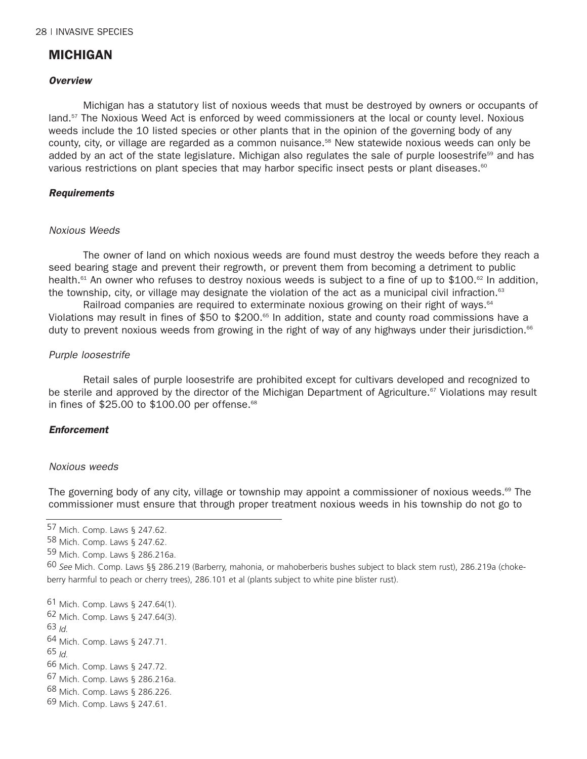## MICHIGAN

### *Overview*

Michigan has a statutory list of noxious weeds that must be destroyed by owners or occupants of land.[57] The Noxious Weed Act is enforced by weed commissioners at the local or county level. Noxious weeds include the 10 listed species or other plants that in the opinion of the governing body of any county, city, or village are regarded as a common nuisance.[58] New statewide noxious weeds can only be added by an act of the state legislature. Michigan also regulates the sale of purple loosestrife[59] and has various restrictions on plant species that may harbor specific insect pests or plant diseases.[60]

### *Requirements*

#### *Noxious Weeds*

The owner of land on which noxious weeds are found must destroy the weeds before they reach a seed bearing stage and prevent their regrowth, or prevent them from becoming a detriment to public health.[61] An owner who refuses to destroy noxious weeds is subject to a fine of up to $100.[62] In addition, the township, city, or village may designate the violation of the act as a municipal civil infraction.[63]

Railroad companies are required to exterminate noxious growing on their right of ways.[64] Violations may result in fines of $50 to $200.[65] In addition, state and county road commissions have a duty to prevent noxious weeds from growing in the right of way of any highways under their jurisdiction.[66]

#### *Purple loosestrife*

Retail sales of purple loosestrife are prohibited except for cultivars developed and recognized to be sterile and approved by the director of the Michigan Department of Agriculture.[67] Violations may result in fines of $25.00 to $100.00 per offense.[68]

### *Enforcement*

#### *Noxious weeds*

The governing body of any city, village or township may appoint a commissioner of noxious weeds.[69] The commissioner must ensure that through proper treatment noxious weeds in his township do not go to

---

57 Mich. Comp. Laws § 247.62.

58 Mich. Comp. Laws § 247.62.

59 Mich. Comp. Laws § 286.216a.

60 *See* Mich. Comp. Laws §§ 286.219 (Barberry, mahonia, or mahoberberis bushes subject to black stem rust), 286.219a (choke-berry harmful to peach or cherry trees), 286.101 et al (plants subject to white pine blister rust).

61 Mich. Comp. Laws § 247.64(1).

62 Mich. Comp. Laws § 247.64(3).

63 *Id.*

64 Mich. Comp. Laws § 247.71.

65 *Id.*

66 Mich. Comp. Laws § 247.72.

67 Mich. Comp. Laws § 286.216a.

68 Mich. Comp. Laws § 286.226.

69 Mich. Comp. Laws § 247.61.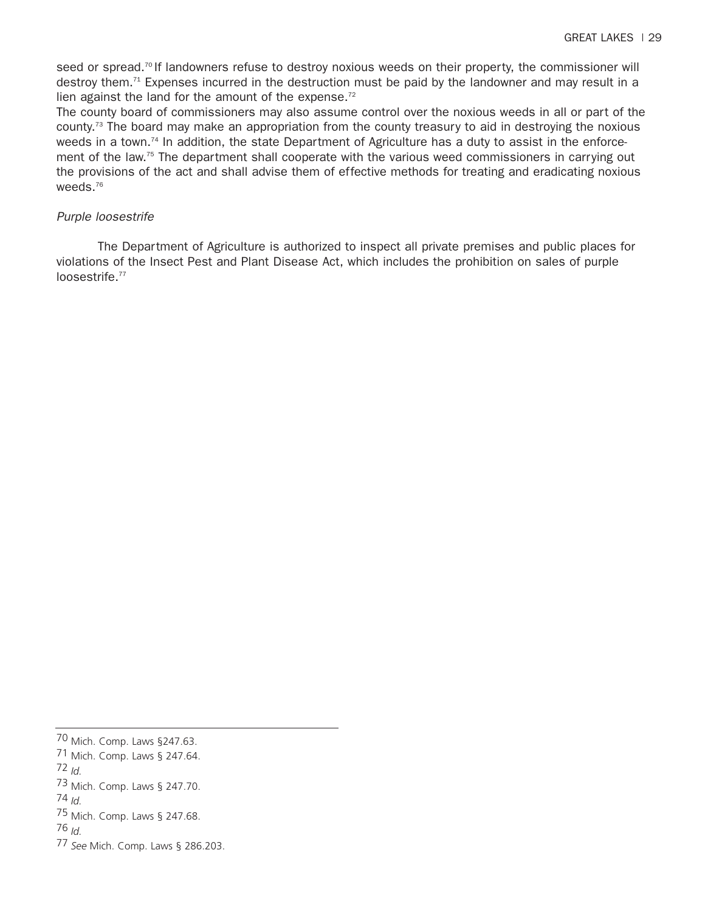seed or spread.[70] If landowners refuse to destroy noxious weeds on their property, the commissioner will destroy them.[71] Expenses incurred in the destruction must be paid by the landowner and may result in a lien against the land for the amount of the expense.[72]

The county board of commissioners may also assume control over the noxious weeds in all or part of the county.[73] The board may make an appropriation from the county treasury to aid in destroying the noxious weeds in a town.[74] In addition, the state Department of Agriculture has a duty to assist in the enforcement of the law.[75] The department shall cooperate with the various weed commissioners in carrying out the provisions of the act and shall advise them of effective methods for treating and eradicating noxious weeds.[76]

*Purple loosestrife*

The Department of Agriculture is authorized to inspect all private premises and public places for violations of the Insect Pest and Plant Disease Act, which includes the prohibition on sales of purple loosestrife.[77]

---

70 Mich. Comp. Laws §247.63.
71 Mich. Comp. Laws § 247.64.
72 *Id.*
73 Mich. Comp. Laws § 247.70.
74 *Id.*
75 Mich. Comp. Laws § 247.68.
76 *Id.*
77 *See* Mich. Comp. Laws § 286.203.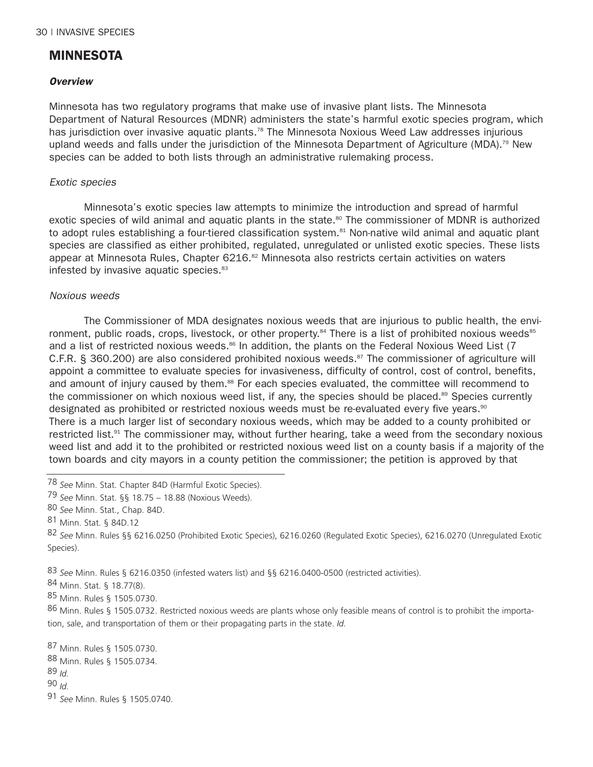## MINNESOTA

### *Overview*

Minnesota has two regulatory programs that make use of invasive plant lists. The Minnesota Department of Natural Resources (MDNR) administers the state's harmful exotic species program, which has jurisdiction over invasive aquatic plants.[78] The Minnesota Noxious Weed Law addresses injurious upland weeds and falls under the jurisdiction of the Minnesota Department of Agriculture (MDA).[79] New species can be added to both lists through an administrative rulemaking process.

*Exotic species*

Minnesota's exotic species law attempts to minimize the introduction and spread of harmful exotic species of wild animal and aquatic plants in the state.[80] The commissioner of MDNR is authorized to adopt rules establishing a four-tiered classification system.[81] Non-native wild animal and aquatic plant species are classified as either prohibited, regulated, unregulated or unlisted exotic species. These lists appear at Minnesota Rules, Chapter 6216.[82] Minnesota also restricts certain activities on waters infested by invasive aquatic species.[83]

*Noxious weeds*

The Commissioner of MDA designates noxious weeds that are injurious to public health, the environment, public roads, crops, livestock, or other property.[84] There is a list of prohibited noxious weeds[85] and a list of restricted noxious weeds.[86] In addition, the plants on the Federal Noxious Weed List (7 C.F.R. § 360.200) are also considered prohibited noxious weeds.[87] The commissioner of agriculture will appoint a committee to evaluate species for invasiveness, difficulty of control, cost of control, benefits, and amount of injury caused by them.[88] For each species evaluated, the committee will recommend to the commissioner on which noxious weed list, if any, the species should be placed.[89] Species currently designated as prohibited or restricted noxious weeds must be re-evaluated every five years.[90]
There is a much larger list of secondary noxious weeds, which may be added to a county prohibited or restricted list.[91] The commissioner may, without further hearing, take a weed from the secondary noxious weed list and add it to the prohibited or restricted noxious weed list on a county basis if a majority of the town boards and city mayors in a county petition the commissioner; the petition is approved by that

---

78 *See* Minn. Stat. Chapter 84D (Harmful Exotic Species).

79 *See* Minn. Stat. §§ 18.75 – 18.88 (Noxious Weeds).

80 *See* Minn. Stat., Chap. 84D.

81 Minn. Stat. § 84D.12

82 *See* Minn. Rules §§ 6216.0250 (Prohibited Exotic Species), 6216.0260 (Regulated Exotic Species), 6216.0270 (Unregulated Exotic Species).

83 *See* Minn. Rules § 6216.0350 (infested waters list) and §§ 6216.0400-0500 (restricted activities).

84 Minn. Stat. § 18.77(8).

85 Minn. Rules § 1505.0730.

86 Minn. Rules § 1505.0732. Restricted noxious weeds are plants whose only feasible means of control is to prohibit the importation, sale, and transportation of them or their propagating parts in the state. *Id.*

87 Minn. Rules § 1505.0730.

88 Minn. Rules § 1505.0734.

89 *Id.*

90 *Id.*

91 *See* Minn. Rules § 1505.0740.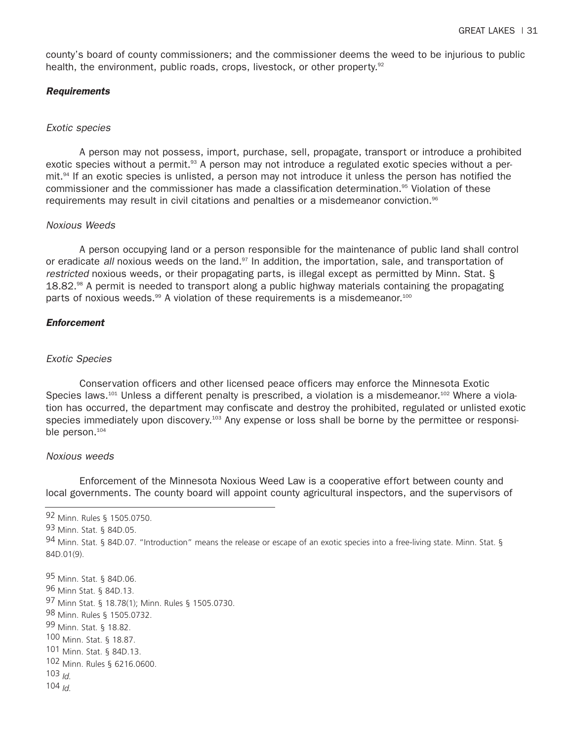county's board of county commissioners; and the commissioner deems the weed to be injurious to public health, the environment, public roads, crops, livestock, or other property.[92]

### ***Requirements***

*Exotic species*

A person may not possess, import, purchase, sell, propagate, transport or introduce a prohibited exotic species without a permit.[93] A person may not introduce a regulated exotic species without a permit.[94] If an exotic species is unlisted, a person may not introduce it unless the person has notified the commissioner and the commissioner has made a classification determination.[95] Violation of these requirements may result in civil citations and penalties or a misdemeanor conviction.[96]

*Noxious Weeds*

A person occupying land or a person responsible for the maintenance of public land shall control or eradicate *all* noxious weeds on the land.[97] In addition, the importation, sale, and transportation of *restricted* noxious weeds, or their propagating parts, is illegal except as permitted by Minn. Stat. § 18.82.[98] A permit is needed to transport along a public highway materials containing the propagating parts of noxious weeds.[99] A violation of these requirements is a misdemeanor.[100]

### ***Enforcement***

*Exotic Species*

Conservation officers and other licensed peace officers may enforce the Minnesota Exotic Species laws.[101] Unless a different penalty is prescribed, a violation is a misdemeanor.[102] Where a violation has occurred, the department may confiscate and destroy the prohibited, regulated or unlisted exotic species immediately upon discovery.[103] Any expense or loss shall be borne by the permittee or responsible person.[104]

*Noxious weeds*

Enforcement of the Minnesota Noxious Weed Law is a cooperative effort between county and local governments. The county board will appoint county agricultural inspectors, and the supervisors of

---

92 Minn. Rules § 1505.0750.

93 Minn. Stat. § 84D.05.

94 Minn. Stat. § 84D.07. "Introduction" means the release or escape of an exotic species into a free-living state. Minn. Stat. § 84D.01(9).

95 Minn. Stat. § 84D.06.

96 Minn Stat. § 84D.13.

97 Minn Stat. § 18.78(1); Minn. Rules § 1505.0730.

98 Minn. Rules § 1505.0732.

99 Minn. Stat. § 18.82.

100 Minn. Stat. § 18.87.

101 Minn. Stat. § 84D.13.

102 Minn. Rules § 6216.0600.

103 *Id.*

104 *Id.*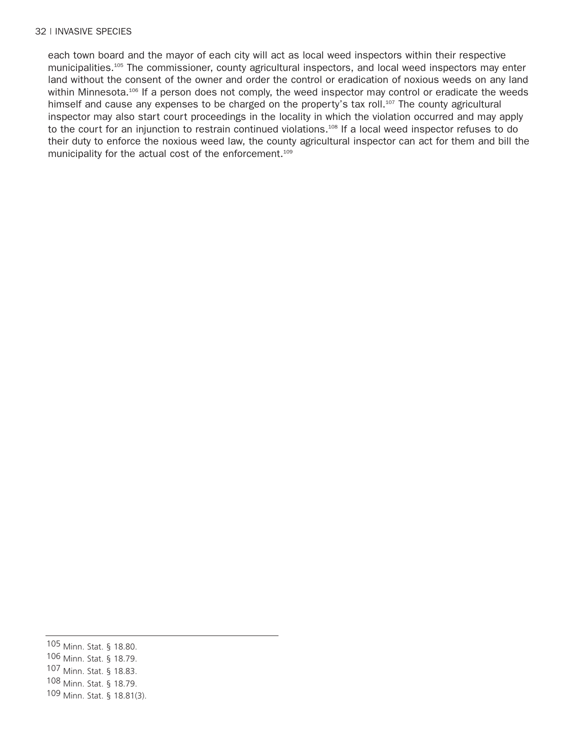each town board and the mayor of each city will act as local weed inspectors within their respective municipalities.[105] The commissioner, county agricultural inspectors, and local weed inspectors may enter land without the consent of the owner and order the control or eradication of noxious weeds on any land within Minnesota.[106] If a person does not comply, the weed inspector may control or eradicate the weeds himself and cause any expenses to be charged on the property's tax roll.[107] The county agricultural inspector may also start court proceedings in the locality in which the violation occurred and may apply to the court for an injunction to restrain continued violations.[108] If a local weed inspector refuses to do their duty to enforce the noxious weed law, the county agricultural inspector can act for them and bill the municipality for the actual cost of the enforcement.[109]

---

105 Minn. Stat. § 18.80.

106 Minn. Stat. § 18.79.

107 Minn. Stat. § 18.83.

108 Minn. Stat. § 18.79.

109 Minn. Stat. § 18.81(3).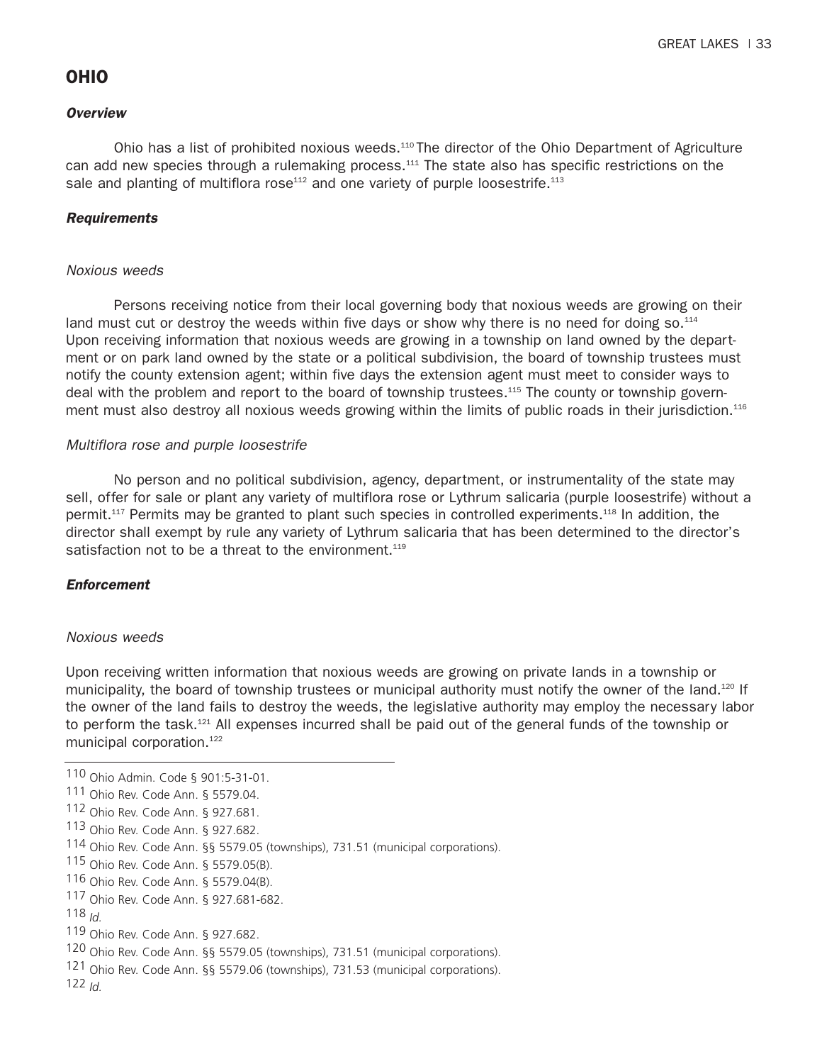## OHIO

### *Overview*

Ohio has a list of prohibited noxious weeds.[110] The director of the Ohio Department of Agriculture can add new species through a rulemaking process.[111] The state also has specific restrictions on the sale and planting of multiflora rose[112] and one variety of purple loosestrife.[113]

### *Requirements*

*Noxious weeds*

Persons receiving notice from their local governing body that noxious weeds are growing on their land must cut or destroy the weeds within five days or show why there is no need for doing so.[114] Upon receiving information that noxious weeds are growing in a township on land owned by the department or on park land owned by the state or a political subdivision, the board of township trustees must notify the county extension agent; within five days the extension agent must meet to consider ways to deal with the problem and report to the board of township trustees.[115] The county or township government must also destroy all noxious weeds growing within the limits of public roads in their jurisdiction.[116]

*Multiflora rose and purple loosestrife*

No person and no political subdivision, agency, department, or instrumentality of the state may sell, offer for sale or plant any variety of multiflora rose or Lythrum salicaria (purple loosestrife) without a permit.[117] Permits may be granted to plant such species in controlled experiments.[118] In addition, the director shall exempt by rule any variety of Lythrum salicaria that has been determined to the director's satisfaction not to be a threat to the environment.[119]

### *Enforcement*

*Noxious weeds*

Upon receiving written information that noxious weeds are growing on private lands in a township or municipality, the board of township trustees or municipal authority must notify the owner of the land.[120] If the owner of the land fails to destroy the weeds, the legislative authority may employ the necessary labor to perform the task.[121] All expenses incurred shall be paid out of the general funds of the township or municipal corporation.[122]

---

110 Ohio Admin. Code § 901:5-31-01.

111 Ohio Rev. Code Ann. § 5579.04.

112 Ohio Rev. Code Ann. § 927.681.

113 Ohio Rev. Code Ann. § 927.682.

114 Ohio Rev. Code Ann. §§ 5579.05 (townships), 731.51 (municipal corporations).

115 Ohio Rev. Code Ann. § 5579.05(B).

116 Ohio Rev. Code Ann. § 5579.04(B).

117 Ohio Rev. Code Ann. § 927.681-682.

118 *Id.*

119 Ohio Rev. Code Ann. § 927.682.

120 Ohio Rev. Code Ann. §§ 5579.05 (townships), 731.51 (municipal corporations).

121 Ohio Rev. Code Ann. §§ 5579.06 (townships), 731.53 (municipal corporations).

122 *Id.*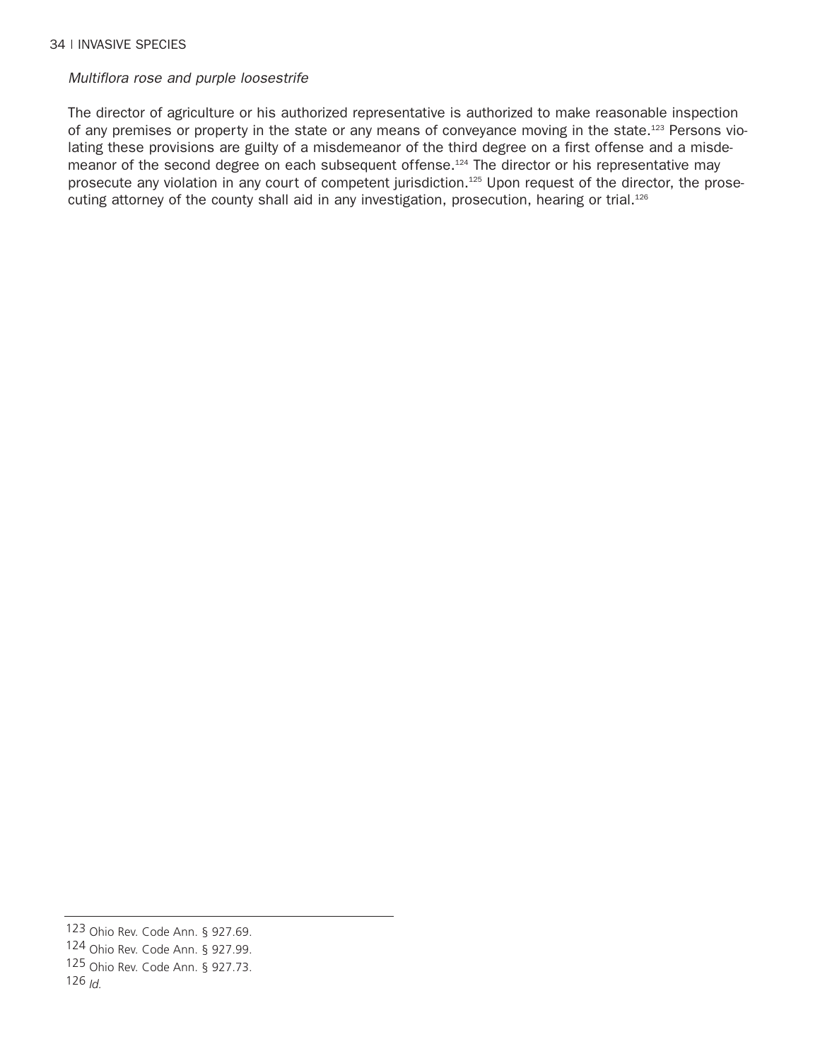*Multiflora rose and purple loosestrife*

The director of agriculture or his authorized representative is authorized to make reasonable inspection of any premises or property in the state or any means of conveyance moving in the state.[123] Persons violating these provisions are guilty of a misdemeanor of the third degree on a first offense and a misdemeanor of the second degree on each subsequent offense.[124] The director or his representative may prosecute any violation in any court of competent jurisdiction.[125] Upon request of the director, the prosecuting attorney of the county shall aid in any investigation, prosecution, hearing or trial.[126]

---

123 Ohio Rev. Code Ann. § 927.69.
124 Ohio Rev. Code Ann. § 927.99.
125 Ohio Rev. Code Ann. § 927.73.
126 *Id.*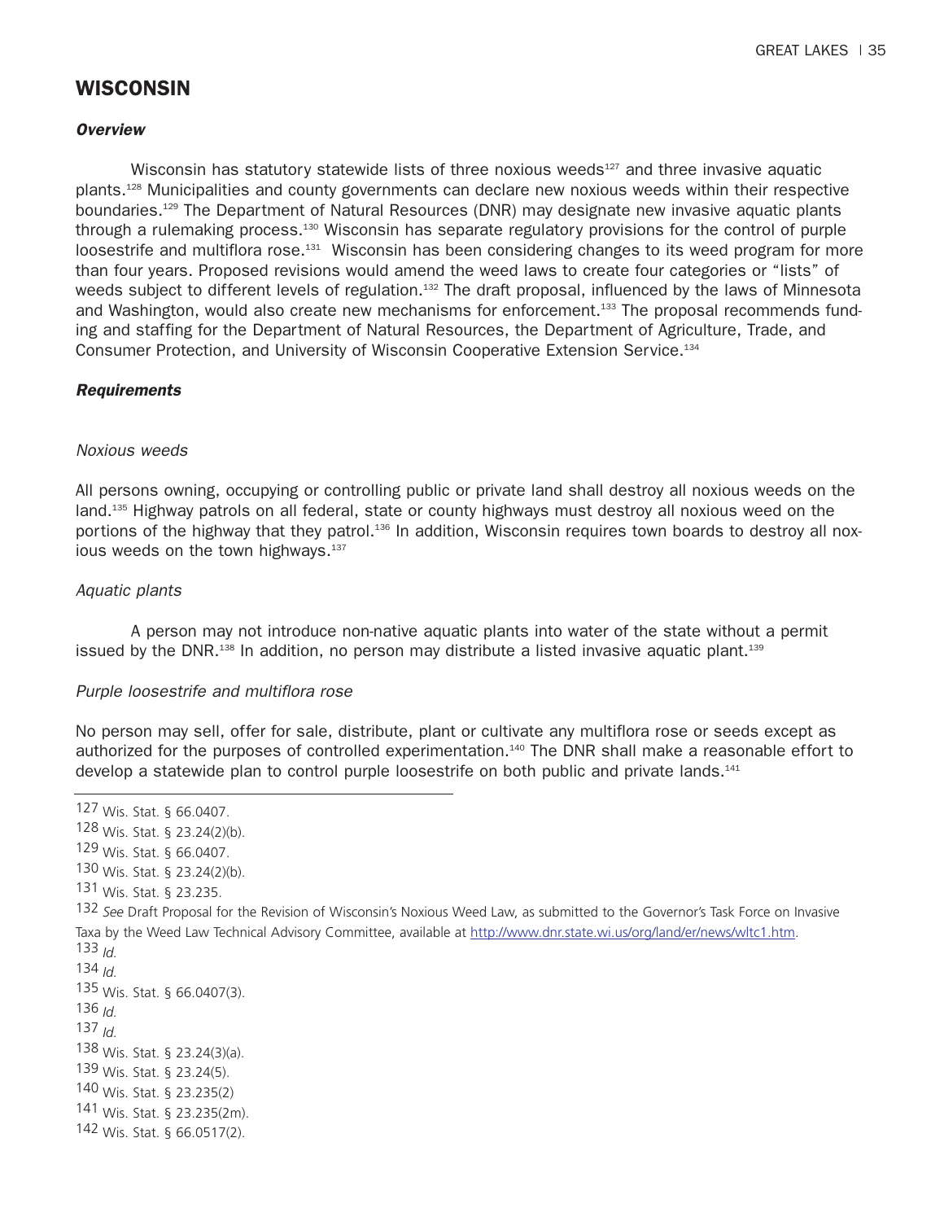## WISCONSIN

### *Overview*

Wisconsin has statutory statewide lists of three noxious weeds[127] and three invasive aquatic plants.[128] Municipalities and county governments can declare new noxious weeds within their respective boundaries.[129] The Department of Natural Resources (DNR) may designate new invasive aquatic plants through a rulemaking process.[130] Wisconsin has separate regulatory provisions for the control of purple loosestrife and multiflora rose.[131] Wisconsin has been considering changes to its weed program for more than four years. Proposed revisions would amend the weed laws to create four categories or "lists" of weeds subject to different levels of regulation.[132] The draft proposal, influenced by the laws of Minnesota and Washington, would also create new mechanisms for enforcement.[133] The proposal recommends funding and staffing for the Department of Natural Resources, the Department of Agriculture, Trade, and Consumer Protection, and University of Wisconsin Cooperative Extension Service.[134]

### *Requirements*

*Noxious weeds*

All persons owning, occupying or controlling public or private land shall destroy all noxious weeds on the land.[135] Highway patrols on all federal, state or county highways must destroy all noxious weed on the portions of the highway that they patrol.[136] In addition, Wisconsin requires town boards to destroy all noxious weeds on the town highways.[137]

*Aquatic plants*

A person may not introduce non-native aquatic plants into water of the state without a permit issued by the DNR.[138] In addition, no person may distribute a listed invasive aquatic plant.[139]

*Purple loosestrife and multiflora rose*

No person may sell, offer for sale, distribute, plant or cultivate any multiflora rose or seeds except as authorized for the purposes of controlled experimentation.[140] The DNR shall make a reasonable effort to develop a statewide plan to control purple loosestrife on both public and private lands.[141]

---

127 Wis. Stat. § 66.0407.
128 Wis. Stat. § 23.24(2)(b).
129 Wis. Stat. § 66.0407.
130 Wis. Stat. § 23.24(2)(b).
131 Wis. Stat. § 23.235.
132 *See* Draft Proposal for the Revision of Wisconsin's Noxious Weed Law, as submitted to the Governor's Task Force on Invasive Taxa by the Weed Law Technical Advisory Committee, available at http://www.dnr.state.wi.us/org/land/er/news/wltc1.htm.
133 *Id.*
134 *Id.*
135 Wis. Stat. § 66.0407(3).
136 *Id.*
137 *Id.*
138 Wis. Stat. § 23.24(3)(a).
139 Wis. Stat. § 23.24(5).
140 Wis. Stat. § 23.235(2)
141 Wis. Stat. § 23.235(2m).
142 Wis. Stat. § 66.0517(2).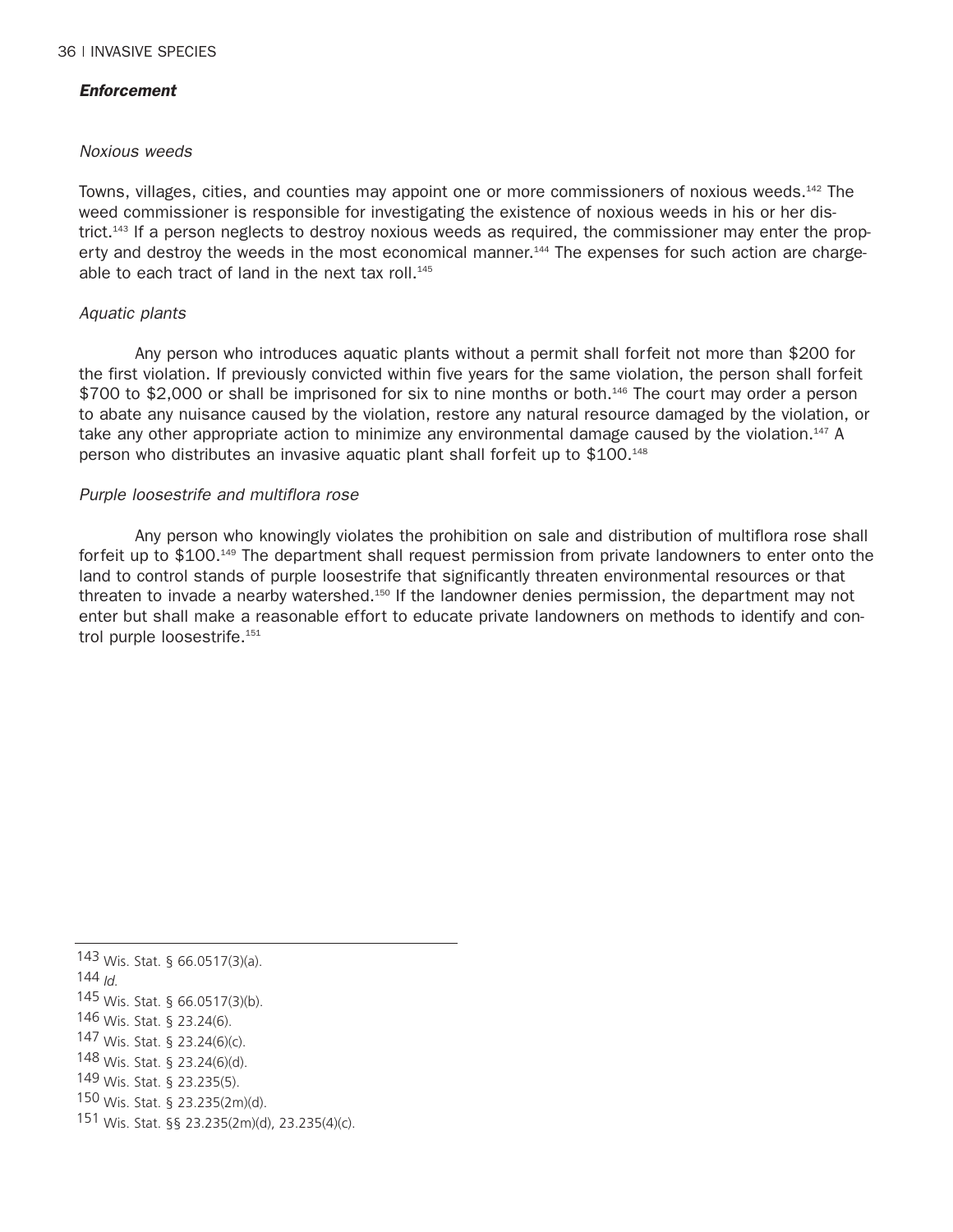### *Enforcement*

*Noxious weeds*

Towns, villages, cities, and counties may appoint one or more commissioners of noxious weeds.[142] The weed commissioner is responsible for investigating the existence of noxious weeds in his or her district.[143] If a person neglects to destroy noxious weeds as required, the commissioner may enter the property and destroy the weeds in the most economical manner.[144] The expenses for such action are chargeable to each tract of land in the next tax roll.[145]

*Aquatic plants*

Any person who introduces aquatic plants without a permit shall forfeit not more than \$200 for the first violation. If previously convicted within five years for the same violation, the person shall forfeit \$700 to \$2,000 or shall be imprisoned for six to nine months or both.[146] The court may order a person to abate any nuisance caused by the violation, restore any natural resource damaged by the violation, or take any other appropriate action to minimize any environmental damage caused by the violation.[147] A person who distributes an invasive aquatic plant shall forfeit up to \$100.[148]

*Purple loosestrife and multiflora rose*

Any person who knowingly violates the prohibition on sale and distribution of multiflora rose shall forfeit up to \$100.[149] The department shall request permission from private landowners to enter onto the land to control stands of purple loosestrife that significantly threaten environmental resources or that threaten to invade a nearby watershed.[150] If the landowner denies permission, the department may not enter but shall make a reasonable effort to educate private landowners on methods to identify and control purple loosestrife.[151]

---

143 Wis. Stat. § 66.0517(3)(a).
144 *Id.*
145 Wis. Stat. § 66.0517(3)(b).
146 Wis. Stat. § 23.24(6).
147 Wis. Stat. § 23.24(6)(c).
148 Wis. Stat. § 23.24(6)(d).
149 Wis. Stat. § 23.235(5).
150 Wis. Stat. § 23.235(2m)(d).
151 Wis. Stat. §§ 23.235(2m)(d), 23.235(4)(c).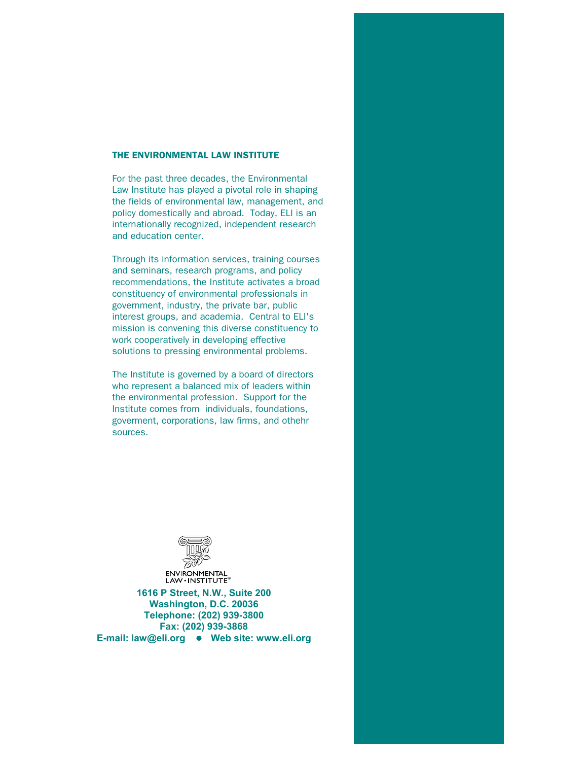## THE ENVIRONMENTAL LAW INSTITUTE

For the past three decades, the Environmental Law Institute has played a pivotal role in shaping the fields of environmental law, management, and policy domestically and abroad. Today, ELI is an internationally recognized, independent research and education center.

Through its information services, training courses and seminars, research programs, and policy recommendations, the Institute activates a broad constituency of environmental professionals in government, industry, the private bar, public interest groups, and academia. Central to ELI's mission is convening this diverse constituency to work cooperatively in developing effective solutions to pressing environmental problems.

The Institute is governed by a board of directors who represent a balanced mix of leaders within the environmental profession. Support for the Institute comes from individuals, foundations, goverment, corporations, law firms, and othehr sources.

ENVIRONMENTAL LAW • INSTITUTE®

**1616 P Street, N.W., Suite 200**
**Washington, D.C. 20036**
**Telephone: (202) 939-3800**
**Fax: (202) 939-3868**
**E-mail: law@eli.org • Web site: www.eli.org**